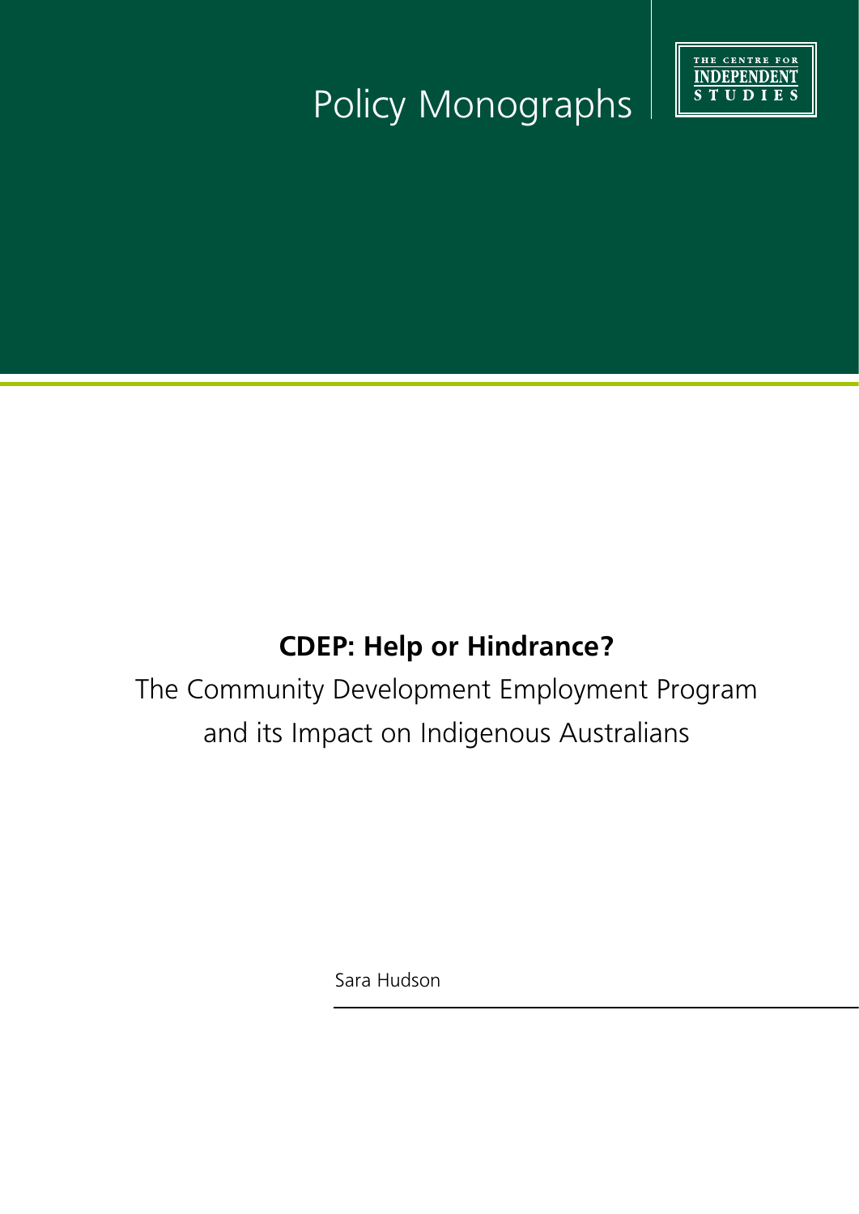Policy Monographs

THE CENTRE FOR INDEPENDENT STUDIES

# CDEP: Help or Hindrance?

The Community Development Employment Program and its Impact on Indigenous Australians

Sara Hudson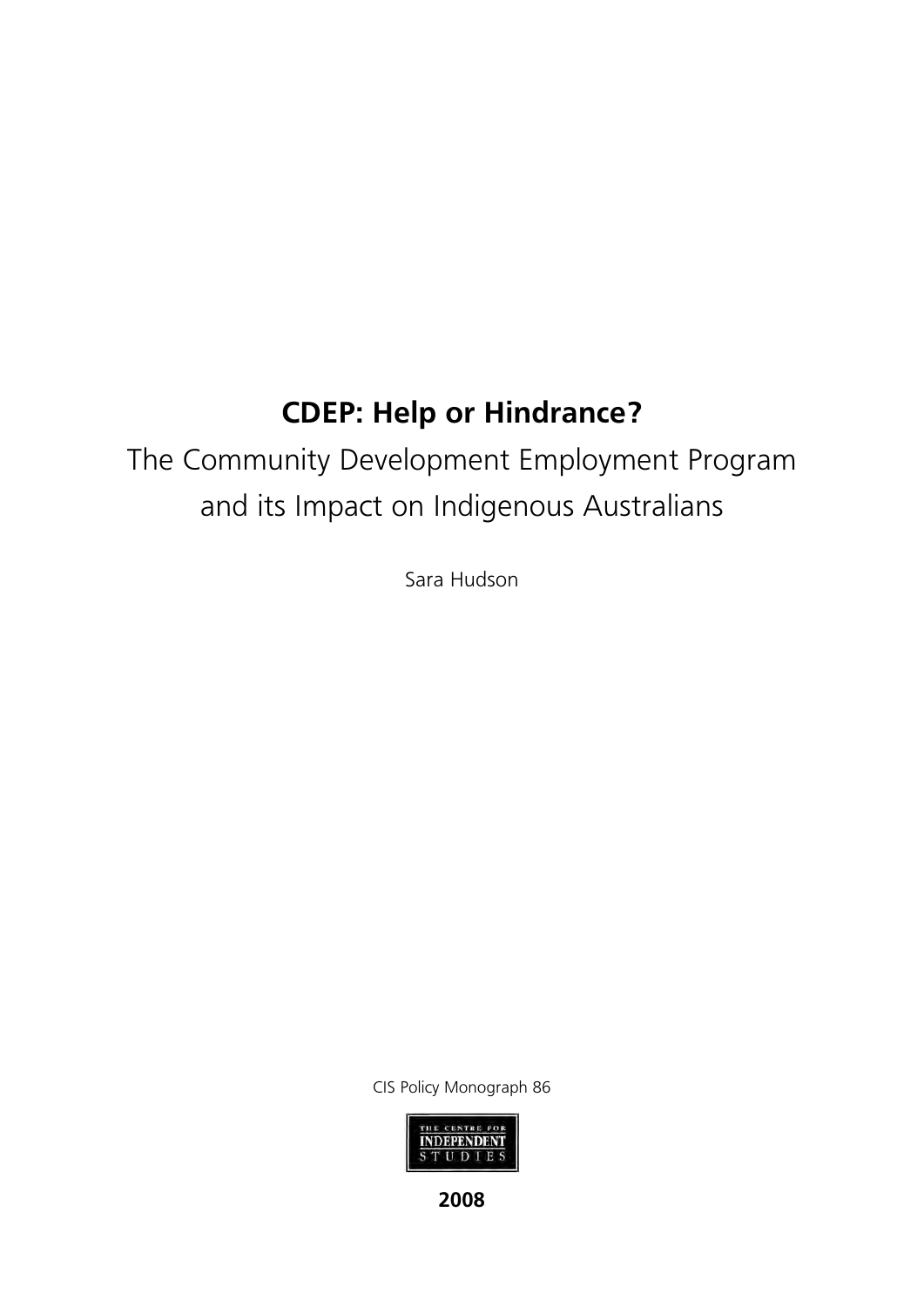# CDEP: Help or Hindrance?

## The Community Development Employment Program and its Impact on Indigenous Australians

Sara Hudson

CIS Policy Monograph 86

THE CENTRE FOR INDEPENDENT STUDIES

**2008**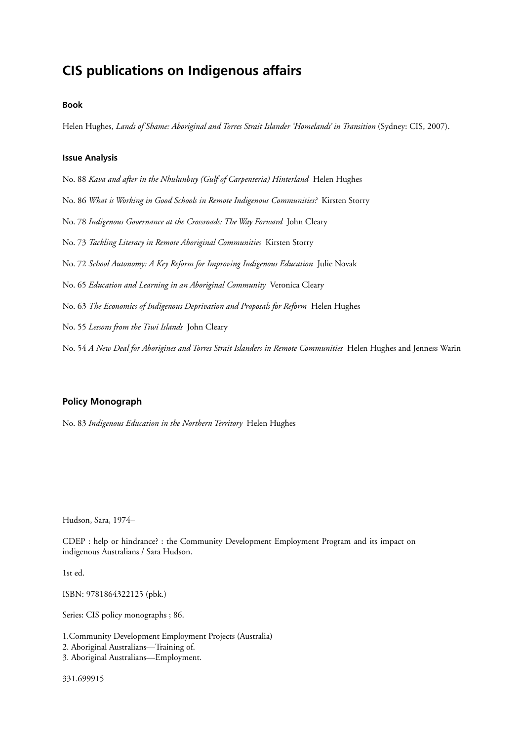# CIS publications on Indigenous affairs

### Book

Helen Hughes, *Lands of Shame: Aboriginal and Torres Strait Islander 'Homelands' in Transition* (Sydney: CIS, 2007).

### Issue Analysis

No. 88 *Kava and after in the Nhulunbuy (Gulf of Carpenteria) Hinterland* Helen Hughes

No. 86 *What is Working in Good Schools in Remote Indigenous Communities?* Kirsten Storry

No. 78 *Indigenous Governance at the Crossroads: The Way Forward* John Cleary

No. 73 *Tackling Literacy in Remote Aboriginal Communities* Kirsten Storry

No. 72 *School Autonomy: A Key Reform for Improving Indigenous Education* Julie Novak

No. 65 *Education and Learning in an Aboriginal Community* Veronica Cleary

No. 63 *The Economics of Indigenous Deprivation and Proposals for Reform* Helen Hughes

No. 55 *Lessons from the Tiwi Islands* John Cleary

No. 54 *A New Deal for Aborigines and Torres Strait Islanders in Remote Communities* Helen Hughes and Jenness Warin

### Policy Monograph

No. 83 *Indigenous Education in the Northern Territory* Helen Hughes

Hudson, Sara, 1974–

CDEP : help or hindrance? : the Community Development Employment Program and its impact on indigenous Australians / Sara Hudson.

1st ed.

ISBN: 9781864322125 (pbk.)

Series: CIS policy monographs ; 86.

1.Community Development Employment Projects (Australia)
2. Aboriginal Australians—Training of.
3. Aboriginal Australians—Employment.

331.699915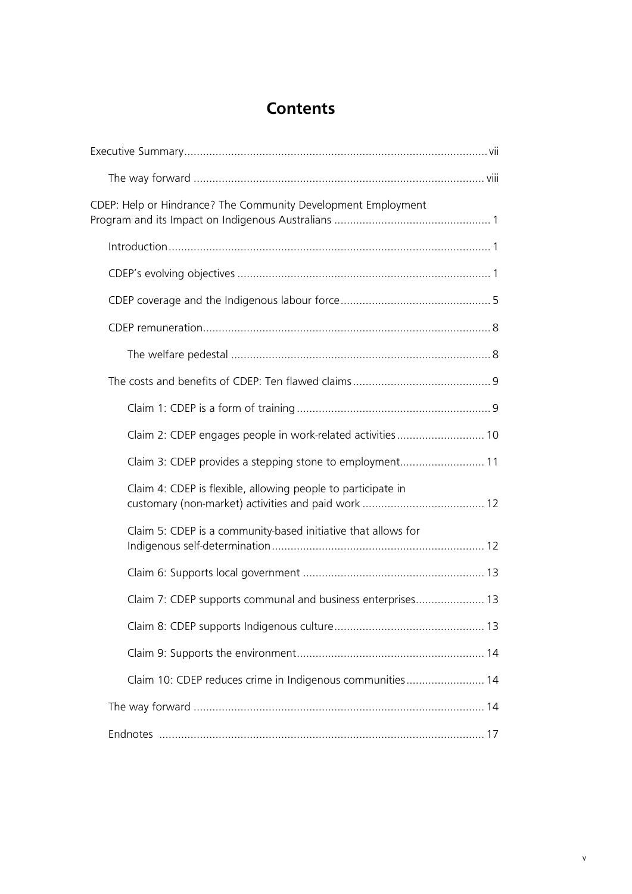# Contents

Executive Summary ..... vii

- The way forward ..... viii

CDEP: Help or Hindrance? The Community Development Employment Program and its Impact on Indigenous Australians ..... 1

- Introduction ..... 1
- CDEP's evolving objectives ..... 1
- CDEP coverage and the Indigenous labour force ..... 5
- CDEP remuneration ..... 8
  - The welfare pedestal ..... 8
- The costs and benefits of CDEP: Ten flawed claims ..... 9
  - Claim 1: CDEP is a form of training ..... 9
  - Claim 2: CDEP engages people in work-related activities ..... 10
  - Claim 3: CDEP provides a stepping stone to employment ..... 11
  - Claim 4: CDEP is flexible, allowing people to participate in customary (non-market) activities and paid work ..... 12
  - Claim 5: CDEP is a community-based initiative that allows for Indigenous self-determination ..... 12
  - Claim 6: Supports local government ..... 13
  - Claim 7: CDEP supports communal and business enterprises ..... 13
  - Claim 8: CDEP supports Indigenous culture ..... 13
  - Claim 9: Supports the environment ..... 14
  - Claim 10: CDEP reduces crime in Indigenous communities ..... 14
- The way forward ..... 14
- Endnotes ..... 17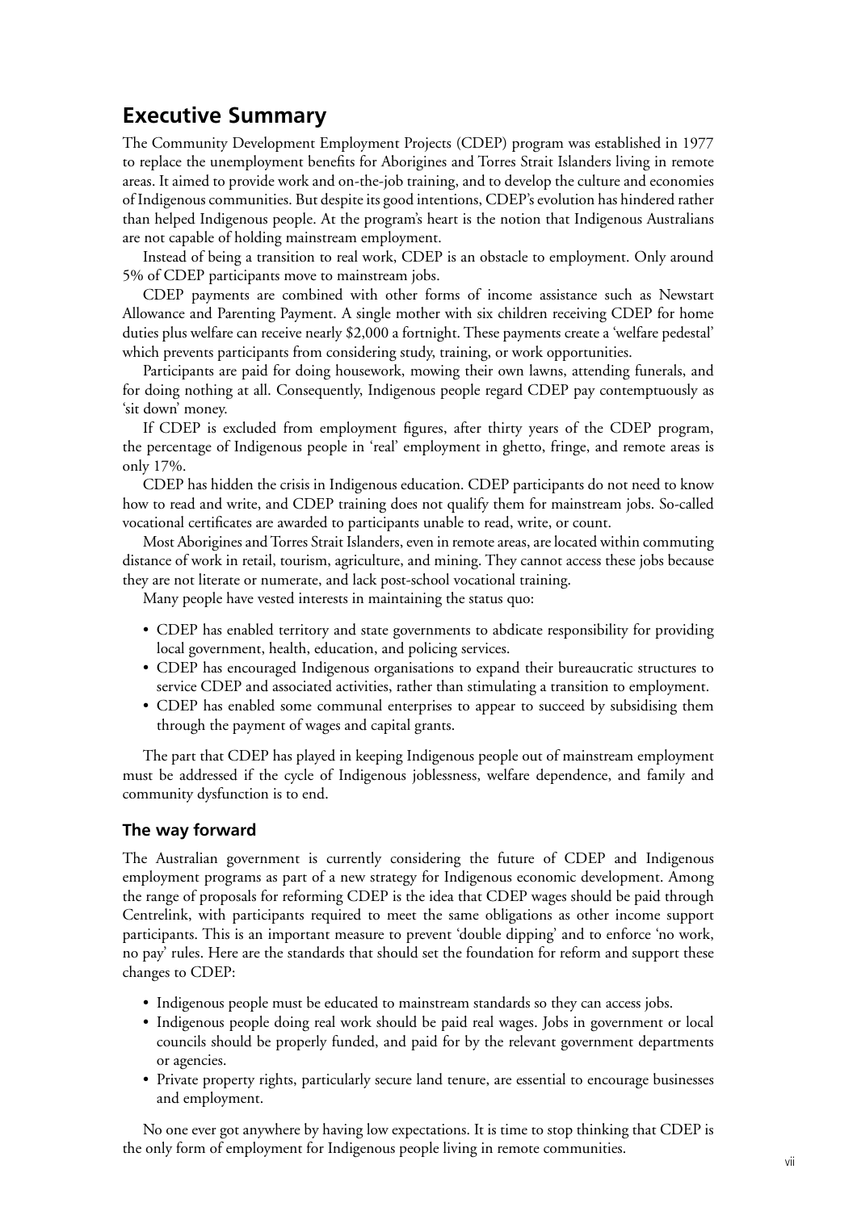# Executive Summary

The Community Development Employment Projects (CDEP) program was established in 1977 to replace the unemployment benefits for Aborigines and Torres Strait Islanders living in remote areas. It aimed to provide work and on-the-job training, and to develop the culture and economies of Indigenous communities. But despite its good intentions, CDEP's evolution has hindered rather than helped Indigenous people. At the program's heart is the notion that Indigenous Australians are not capable of holding mainstream employment.

Instead of being a transition to real work, CDEP is an obstacle to employment. Only around 5% of CDEP participants move to mainstream jobs.

CDEP payments are combined with other forms of income assistance such as Newstart Allowance and Parenting Payment. A single mother with six children receiving CDEP for home duties plus welfare can receive nearly $2,000 a fortnight. These payments create a 'welfare pedestal' which prevents participants from considering study, training, or work opportunities.

Participants are paid for doing housework, mowing their own lawns, attending funerals, and for doing nothing at all. Consequently, Indigenous people regard CDEP pay contemptuously as 'sit down' money.

If CDEP is excluded from employment figures, after thirty years of the CDEP program, the percentage of Indigenous people in 'real' employment in ghetto, fringe, and remote areas is only 17%.

CDEP has hidden the crisis in Indigenous education. CDEP participants do not need to know how to read and write, and CDEP training does not qualify them for mainstream jobs. So-called vocational certificates are awarded to participants unable to read, write, or count.

Most Aborigines and Torres Strait Islanders, even in remote areas, are located within commuting distance of work in retail, tourism, agriculture, and mining. They cannot access these jobs because they are not literate or numerate, and lack post-school vocational training.

Many people have vested interests in maintaining the status quo:

- CDEP has enabled territory and state governments to abdicate responsibility for providing local government, health, education, and policing services.
- CDEP has encouraged Indigenous organisations to expand their bureaucratic structures to service CDEP and associated activities, rather than stimulating a transition to employment.
- CDEP has enabled some communal enterprises to appear to succeed by subsidising them through the payment of wages and capital grants.

The part that CDEP has played in keeping Indigenous people out of mainstream employment must be addressed if the cycle of Indigenous joblessness, welfare dependence, and family and community dysfunction is to end.

## The way forward

The Australian government is currently considering the future of CDEP and Indigenous employment programs as part of a new strategy for Indigenous economic development. Among the range of proposals for reforming CDEP is the idea that CDEP wages should be paid through Centrelink, with participants required to meet the same obligations as other income support participants. This is an important measure to prevent 'double dipping' and to enforce 'no work, no pay' rules. Here are the standards that should set the foundation for reform and support these changes to CDEP:

- Indigenous people must be educated to mainstream standards so they can access jobs.
- Indigenous people doing real work should be paid real wages. Jobs in government or local councils should be properly funded, and paid for by the relevant government departments or agencies.
- Private property rights, particularly secure land tenure, are essential to encourage businesses and employment.

No one ever got anywhere by having low expectations. It is time to stop thinking that CDEP is the only form of employment for Indigenous people living in remote communities.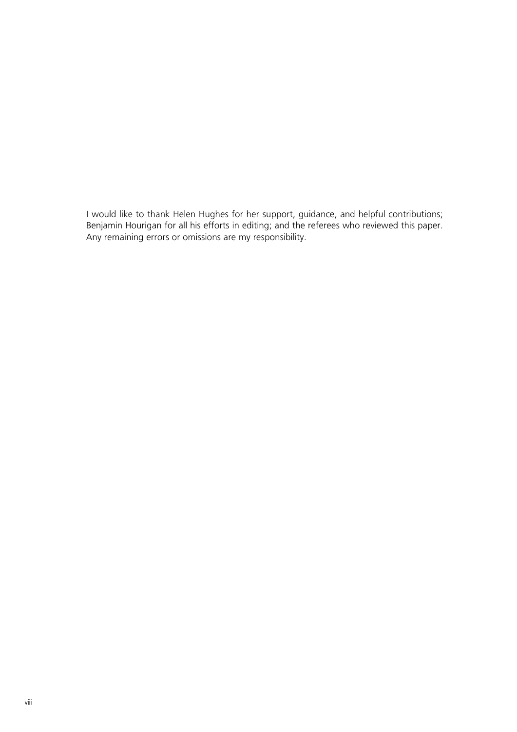I would like to thank Helen Hughes for her support, guidance, and helpful contributions; Benjamin Hourigan for all his efforts in editing; and the referees who reviewed this paper. Any remaining errors or omissions are my responsibility.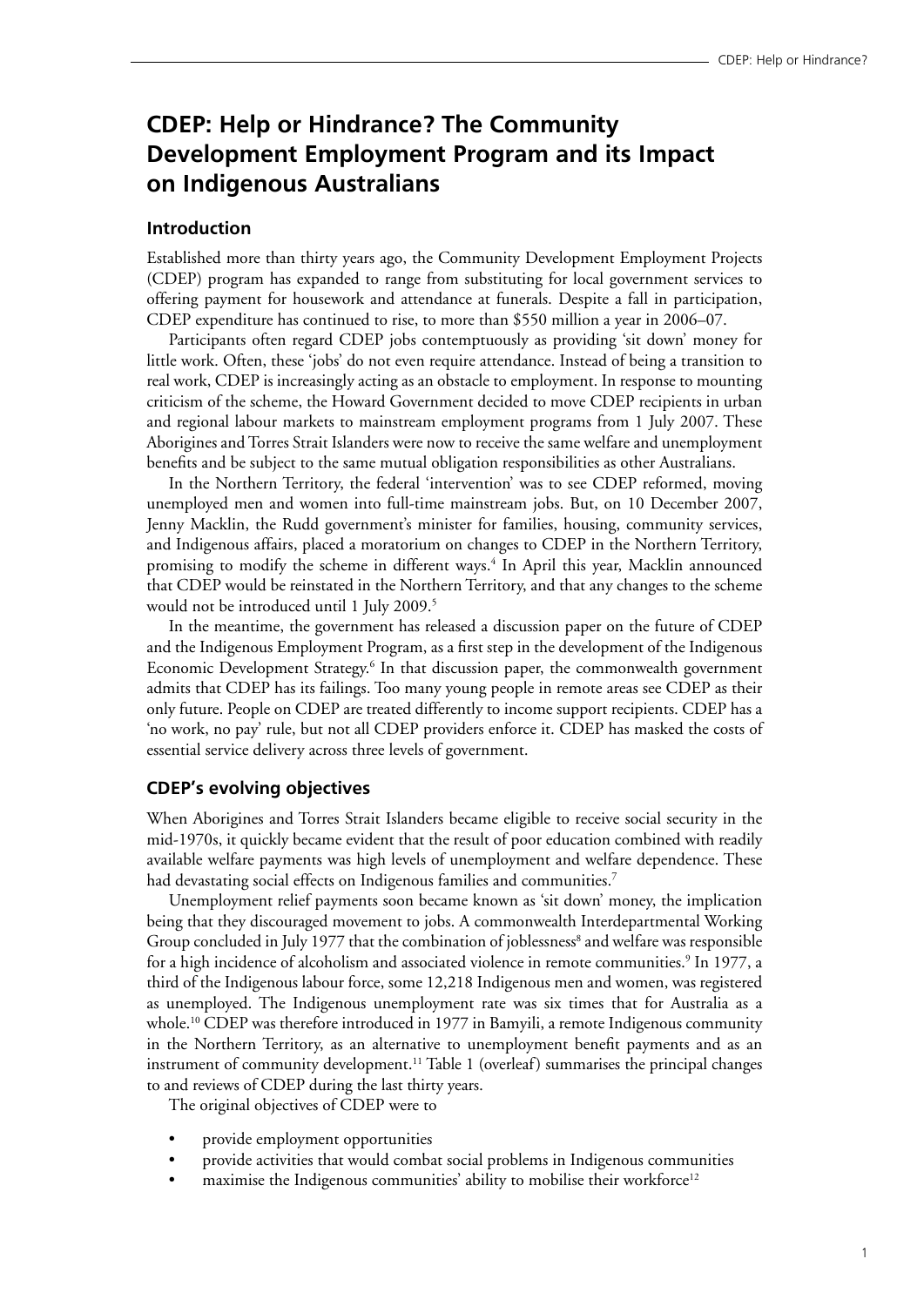# CDEP: Help or Hindrance? The Community Development Employment Program and its Impact on Indigenous Australians

## Introduction

Established more than thirty years ago, the Community Development Employment Projects (CDEP) program has expanded to range from substituting for local government services to offering payment for housework and attendance at funerals. Despite a fall in participation, CDEP expenditure has continued to rise, to more than $550 million a year in 2006–07.

Participants often regard CDEP jobs contemptuously as providing 'sit down' money for little work. Often, these 'jobs' do not even require attendance. Instead of being a transition to real work, CDEP is increasingly acting as an obstacle to employment. In response to mounting criticism of the scheme, the Howard Government decided to move CDEP recipients in urban and regional labour markets to mainstream employment programs from 1 July 2007. These Aborigines and Torres Strait Islanders were now to receive the same welfare and unemployment benefits and be subject to the same mutual obligation responsibilities as other Australians.

In the Northern Territory, the federal 'intervention' was to see CDEP reformed, moving unemployed men and women into full-time mainstream jobs. But, on 10 December 2007, Jenny Macklin, the Rudd government's minister for families, housing, community services, and Indigenous affairs, placed a moratorium on changes to CDEP in the Northern Territory, promising to modify the scheme in different ways.[4] In April this year, Macklin announced that CDEP would be reinstated in the Northern Territory, and that any changes to the scheme would not be introduced until 1 July 2009.[5]

In the meantime, the government has released a discussion paper on the future of CDEP and the Indigenous Employment Program, as a first step in the development of the Indigenous Economic Development Strategy.[6] In that discussion paper, the commonwealth government admits that CDEP has its failings. Too many young people in remote areas see CDEP as their only future. People on CDEP are treated differently to income support recipients. CDEP has a 'no work, no pay' rule, but not all CDEP providers enforce it. CDEP has masked the costs of essential service delivery across three levels of government.

## CDEP's evolving objectives

When Aborigines and Torres Strait Islanders became eligible to receive social security in the mid-1970s, it quickly became evident that the result of poor education combined with readily available welfare payments was high levels of unemployment and welfare dependence. These had devastating social effects on Indigenous families and communities.[7]

Unemployment relief payments soon became known as 'sit down' money, the implication being that they discouraged movement to jobs. A commonwealth Interdepartmental Working Group concluded in July 1977 that the combination of joblessness[8] and welfare was responsible for a high incidence of alcoholism and associated violence in remote communities.[9] In 1977, a third of the Indigenous labour force, some 12,218 Indigenous men and women, was registered as unemployed. The Indigenous unemployment rate was six times that for Australia as a whole.[10] CDEP was therefore introduced in 1977 in Bamyili, a remote Indigenous community in the Northern Territory, as an alternative to unemployment benefit payments and as an instrument of community development.[11] Table 1 (overleaf) summarises the principal changes to and reviews of CDEP during the last thirty years.

The original objectives of CDEP were to

- provide employment opportunities
- provide activities that would combat social problems in Indigenous communities
- maximise the Indigenous communities' ability to mobilise their workforce[12]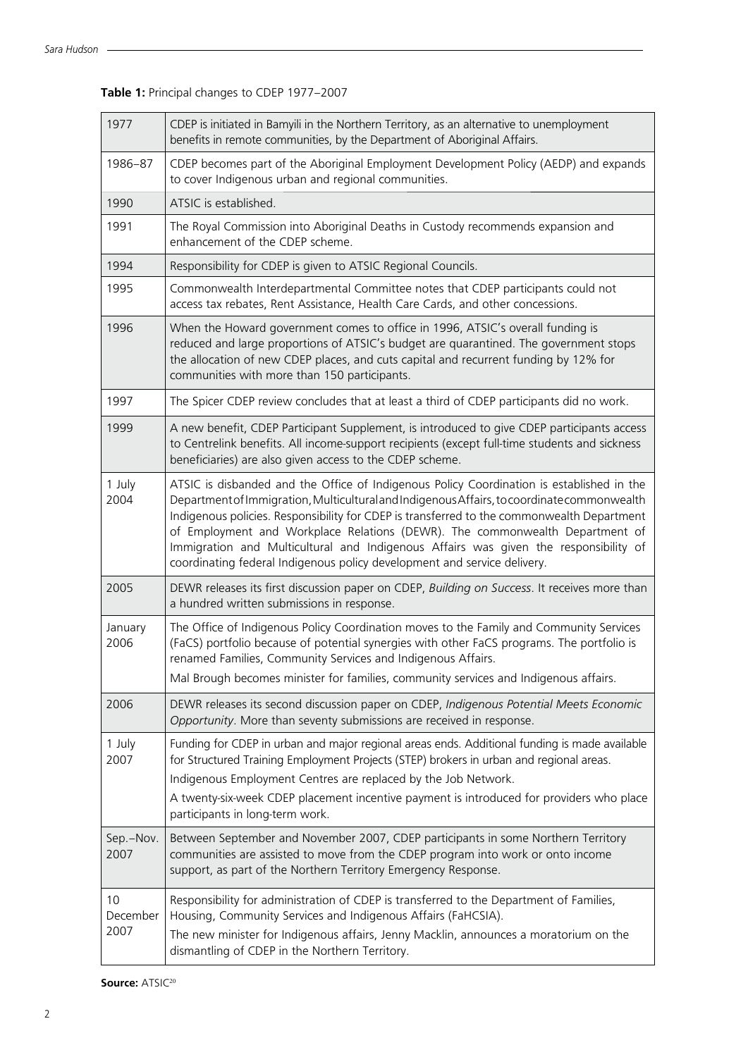**Table 1:** Principal changes to CDEP 1977–2007

| | |
|---|---|
| 1977 | CDEP is initiated in Bamyili in the Northern Territory, as an alternative to unemployment benefits in remote communities, by the Department of Aboriginal Affairs. |
| 1986–87 | CDEP becomes part of the Aboriginal Employment Development Policy (AEDP) and expands to cover Indigenous urban and regional communities. |
| 1990 | ATSIC is established. |
| 1991 | The Royal Commission into Aboriginal Deaths in Custody recommends expansion and enhancement of the CDEP scheme. |
| 1994 | Responsibility for CDEP is given to ATSIC Regional Councils. |
| 1995 | Commonwealth Interdepartmental Committee notes that CDEP participants could not access tax rebates, Rent Assistance, Health Care Cards, and other concessions. |
| 1996 | When the Howard government comes to office in 1996, ATSIC's overall funding is reduced and large proportions of ATSIC's budget are quarantined. The government stops the allocation of new CDEP places, and cuts capital and recurrent funding by 12% for communities with more than 150 participants. |
| 1997 | The Spicer CDEP review concludes that at least a third of CDEP participants did no work. |
| 1999 | A new benefit, CDEP Participant Supplement, is introduced to give CDEP participants access to Centrelink benefits. All income-support recipients (except full-time students and sickness beneficiaries) are also given access to the CDEP scheme. |
| 1 July 2004 | ATSIC is disbanded and the Office of Indigenous Policy Coordination is established in the Department of Immigration, Multicultural and Indigenous Affairs, to coordinate commonwealth Indigenous policies. Responsibility for CDEP is transferred to the commonwealth Department of Employment and Workplace Relations (DEWR). The commonwealth Department of Immigration and Multicultural and Indigenous Affairs was given the responsibility of coordinating federal Indigenous policy development and service delivery. |
| 2005 | DEWR releases its first discussion paper on CDEP, *Building on Success*. It receives more than a hundred written submissions in response. |
| January 2006 | The Office of Indigenous Policy Coordination moves to the Family and Community Services (FaCS) portfolio because of potential synergies with other FaCS programs. The portfolio is renamed Families, Community Services and Indigenous Affairs. Mal Brough becomes minister for families, community services and Indigenous affairs. |
| 2006 | DEWR releases its second discussion paper on CDEP, *Indigenous Potential Meets Economic Opportunity*. More than seventy submissions are received in response. |
| 1 July 2007 | Funding for CDEP in urban and major regional areas ends. Additional funding is made available for Structured Training Employment Projects (STEP) brokers in urban and regional areas. Indigenous Employment Centres are replaced by the Job Network. A twenty-six-week CDEP placement incentive payment is introduced for providers who place participants in long-term work. |
| Sep.–Nov. 2007 | Between September and November 2007, CDEP participants in some Northern Territory communities are assisted to move from the CDEP program into work or onto income support, as part of the Northern Territory Emergency Response. |
| 10 December 2007 | Responsibility for administration of CDEP is transferred to the Department of Families, Housing, Community Services and Indigenous Affairs (FaHCSIA). The new minister for Indigenous affairs, Jenny Macklin, announces a moratorium on the dismantling of CDEP in the Northern Territory. |

**Source:** ATSIC[20]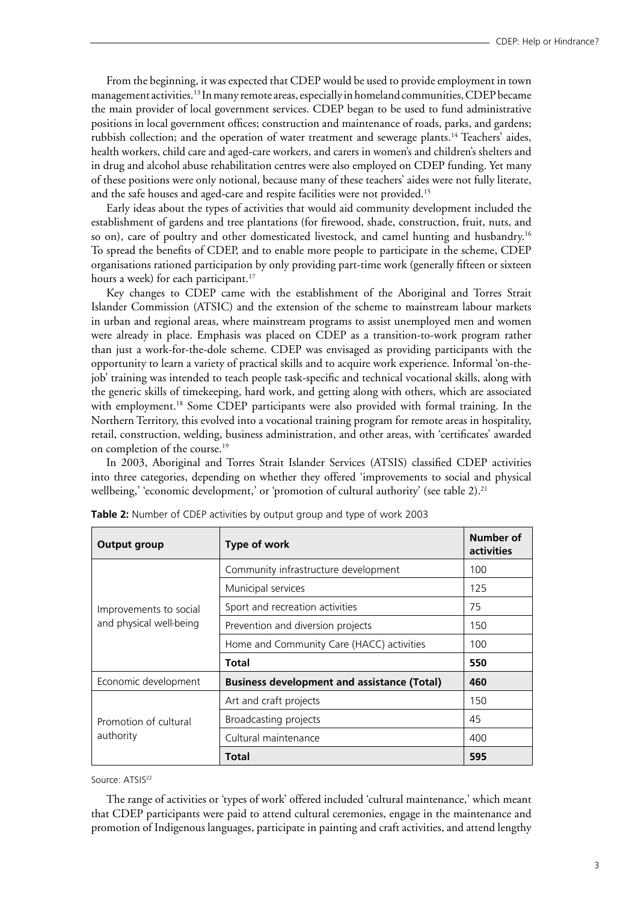From the beginning, it was expected that CDEP would be used to provide employment in town management activities.[13] In many remote areas, especially in homeland communities, CDEP became the main provider of local government services. CDEP began to be used to fund administrative positions in local government offices; construction and maintenance of roads, parks, and gardens; rubbish collection; and the operation of water treatment and sewerage plants.[14] Teachers' aides, health workers, child care and aged-care workers, and carers in women's and children's shelters and in drug and alcohol abuse rehabilitation centres were also employed on CDEP funding. Yet many of these positions were only notional, because many of these teachers' aides were not fully literate, and the safe houses and aged-care and respite facilities were not provided.[15]

Early ideas about the types of activities that would aid community development included the establishment of gardens and tree plantations (for firewood, shade, construction, fruit, nuts, and so on), care of poultry and other domesticated livestock, and camel hunting and husbandry.[16] To spread the benefits of CDEP, and to enable more people to participate in the scheme, CDEP organisations rationed participation by only providing part-time work (generally fifteen or sixteen hours a week) for each participant.[17]

Key changes to CDEP came with the establishment of the Aboriginal and Torres Strait Islander Commission (ATSIC) and the extension of the scheme to mainstream labour markets in urban and regional areas, where mainstream programs to assist unemployed men and women were already in place. Emphasis was placed on CDEP as a transition-to-work program rather than just a work-for-the-dole scheme. CDEP was envisaged as providing participants with the opportunity to learn a variety of practical skills and to acquire work experience. Informal 'on-the-job' training was intended to teach people task-specific and technical vocational skills, along with the generic skills of timekeeping, hard work, and getting along with others, which are associated with employment.[18] Some CDEP participants were also provided with formal training. In the Northern Territory, this evolved into a vocational training program for remote areas in hospitality, retail, construction, welding, business administration, and other areas, with 'certificates' awarded on completion of the course.[19]

In 2003, Aboriginal and Torres Strait Islander Services (ATSIS) classified CDEP activities into three categories, depending on whether they offered 'improvements to social and physical wellbeing,' 'economic development,' or 'promotion of cultural authority' (see table 2).[21]

**Table 2:** Number of CDEP activities by output group and type of work 2003

| Output group | Type of work | Number of activities |
|---|---|---|
| Improvements to social and physical well-being | Community infrastructure development | 100 |
| | Municipal services | 125 |
| | Sport and recreation activities | 75 |
| | Prevention and diversion projects | 150 |
| | Home and Community Care (HACC) activities | 100 |
| | **Total** | **550** |
| Economic development | **Business development and assistance (Total)** | **460** |
| Promotion of cultural authority | Art and craft projects | 150 |
| | Broadcasting projects | 45 |
| | Cultural maintenance | 400 |
| | **Total** | **595** |

Source: ATSIS[22]

The range of activities or 'types of work' offered included 'cultural maintenance,' which meant that CDEP participants were paid to attend cultural ceremonies, engage in the maintenance and promotion of Indigenous languages, participate in painting and craft activities, and attend lengthy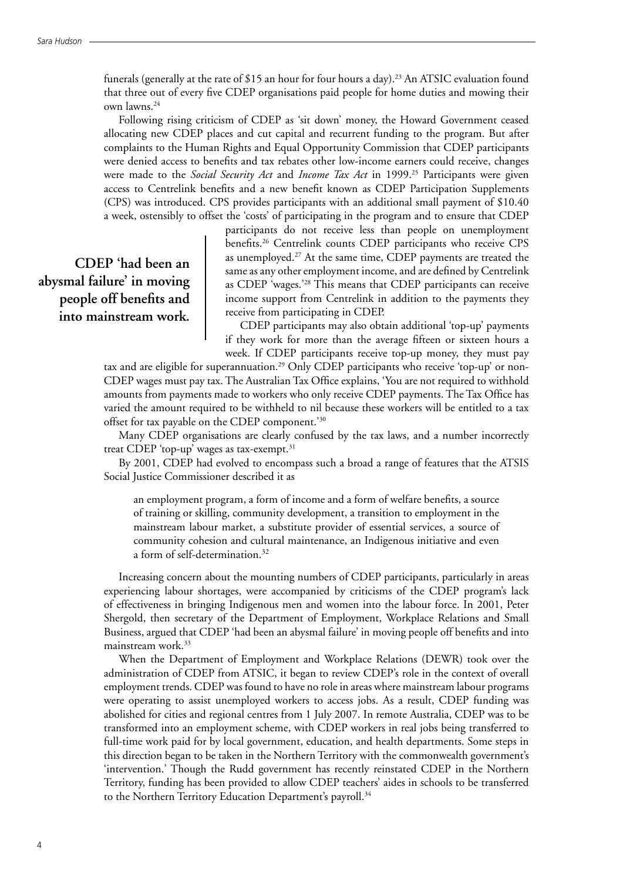funerals (generally at the rate of $15 an hour for four hours a day).[23] An ATSIC evaluation found that three out of every five CDEP organisations paid people for home duties and mowing their own lawns.[24]

Following rising criticism of CDEP as 'sit down' money, the Howard Government ceased allocating new CDEP places and cut capital and recurrent funding to the program. But after complaints to the Human Rights and Equal Opportunity Commission that CDEP participants were denied access to benefits and tax rebates other low-income earners could receive, changes were made to the *Social Security Act* and *Income Tax Act* in 1999.[25] Participants were given access to Centrelink benefits and a new benefit known as CDEP Participation Supplements (CPS) was introduced. CPS provides participants with an additional small payment of $10.40 a week, ostensibly to offset the 'costs' of participating in the program and to ensure that CDEP participants do not receive less than people on unemployment benefits.[26] Centrelink counts CDEP participants who receive CPS as unemployed.[27] At the same time, CDEP payments are treated the same as any other employment income, and are defined by Centrelink as CDEP 'wages.'[28] This means that CDEP participants can receive income support from Centrelink in addition to the payments they receive from participating in CDEP.

**CDEP 'had been an abysmal failure' in moving people off benefits and into mainstream work.**

CDEP participants may also obtain additional 'top-up' payments if they work for more than the average fifteen or sixteen hours a week. If CDEP participants receive top-up money, they must pay tax and are eligible for superannuation.[29] Only CDEP participants who receive 'top-up' or non-CDEP wages must pay tax. The Australian Tax Office explains, 'You are not required to withhold amounts from payments made to workers who only receive CDEP payments. The Tax Office has varied the amount required to be withheld to nil because these workers will be entitled to a tax offset for tax payable on the CDEP component.'[30]

Many CDEP organisations are clearly confused by the tax laws, and a number incorrectly treat CDEP 'top-up' wages as tax-exempt.[31]

By 2001, CDEP had evolved to encompass such a broad a range of features that the ATSIS Social Justice Commissioner described it as

> an employment program, a form of income and a form of welfare benefits, a source of training or skilling, community development, a transition to employment in the mainstream labour market, a substitute provider of essential services, a source of community cohesion and cultural maintenance, an Indigenous initiative and even a form of self-determination.[32]

Increasing concern about the mounting numbers of CDEP participants, particularly in areas experiencing labour shortages, were accompanied by criticisms of the CDEP program's lack of effectiveness in bringing Indigenous men and women into the labour force. In 2001, Peter Shergold, then secretary of the Department of Employment, Workplace Relations and Small Business, argued that CDEP 'had been an abysmal failure' in moving people off benefits and into mainstream work.[33]

When the Department of Employment and Workplace Relations (DEWR) took over the administration of CDEP from ATSIC, it began to review CDEP's role in the context of overall employment trends. CDEP was found to have no role in areas where mainstream labour programs were operating to assist unemployed workers to access jobs. As a result, CDEP funding was abolished for cities and regional centres from 1 July 2007. In remote Australia, CDEP was to be transformed into an employment scheme, with CDEP workers in real jobs being transferred to full-time work paid for by local government, education, and health departments. Some steps in this direction began to be taken in the Northern Territory with the commonwealth government's 'intervention.' Though the Rudd government has recently reinstated CDEP in the Northern Territory, funding has been provided to allow CDEP teachers' aides in schools to be transferred to the Northern Territory Education Department's payroll.[34]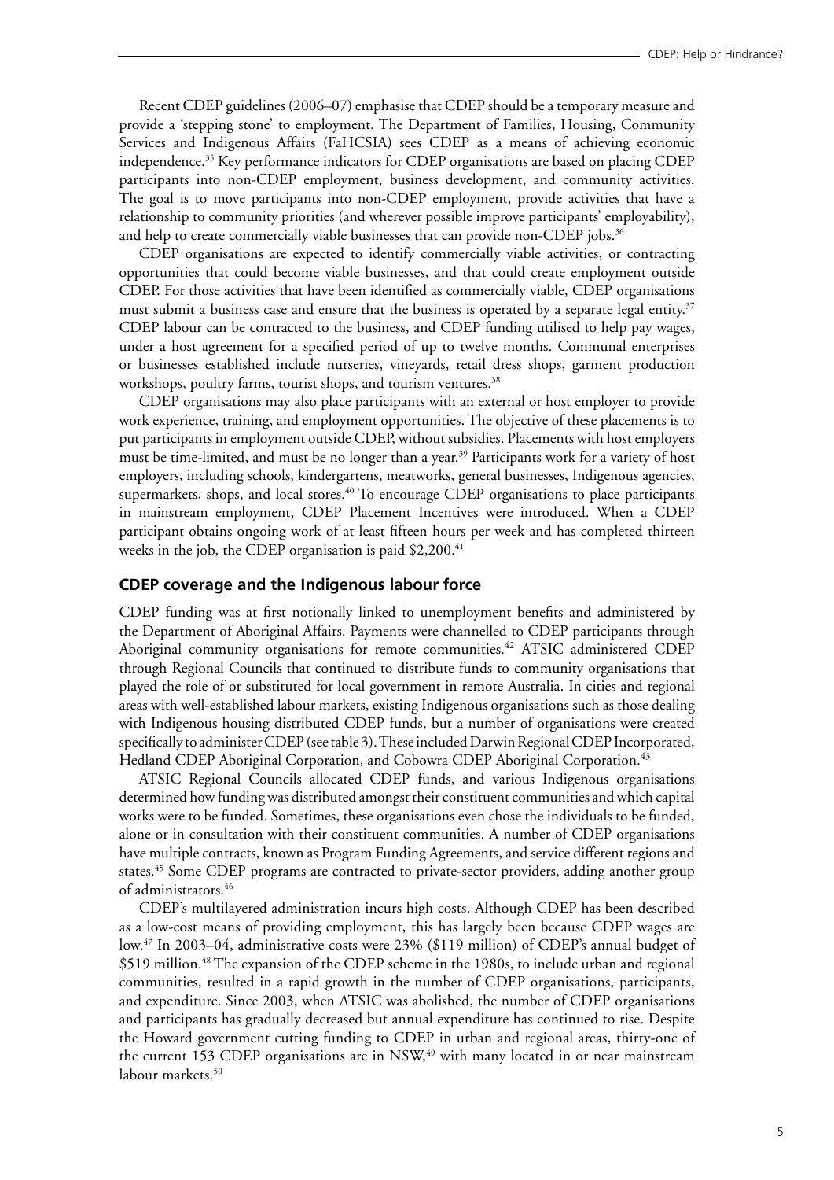Recent CDEP guidelines (2006–07) emphasise that CDEP should be a temporary measure and provide a 'stepping stone' to employment. The Department of Families, Housing, Community Services and Indigenous Affairs (FaHCSIA) sees CDEP as a means of achieving economic independence.[35] Key performance indicators for CDEP organisations are based on placing CDEP participants into non-CDEP employment, business development, and community activities. The goal is to move participants into non-CDEP employment, provide activities that have a relationship to community priorities (and wherever possible improve participants' employability), and help to create commercially viable businesses that can provide non-CDEP jobs.[36]

CDEP organisations are expected to identify commercially viable activities, or contracting opportunities that could become viable businesses, and that could create employment outside CDEP. For those activities that have been identified as commercially viable, CDEP organisations must submit a business case and ensure that the business is operated by a separate legal entity.[37] CDEP labour can be contracted to the business, and CDEP funding utilised to help pay wages, under a host agreement for a specified period of up to twelve months. Communal enterprises or businesses established include nurseries, vineyards, retail dress shops, garment production workshops, poultry farms, tourist shops, and tourism ventures.[38]

CDEP organisations may also place participants with an external or host employer to provide work experience, training, and employment opportunities. The objective of these placements is to put participants in employment outside CDEP, without subsidies. Placements with host employers must be time-limited, and must be no longer than a year.[39] Participants work for a variety of host employers, including schools, kindergartens, meatworks, general businesses, Indigenous agencies, supermarkets, shops, and local stores.[40] To encourage CDEP organisations to place participants in mainstream employment, CDEP Placement Incentives were introduced. When a CDEP participant obtains ongoing work of at least fifteen hours per week and has completed thirteen weeks in the job, the CDEP organisation is paid $2,200.[41]

## CDEP coverage and the Indigenous labour force

CDEP funding was at first notionally linked to unemployment benefits and administered by the Department of Aboriginal Affairs. Payments were channelled to CDEP participants through Aboriginal community organisations for remote communities.[42] ATSIC administered CDEP through Regional Councils that continued to distribute funds to community organisations that played the role of or substituted for local government in remote Australia. In cities and regional areas with well-established labour markets, existing Indigenous organisations such as those dealing with Indigenous housing distributed CDEP funds, but a number of organisations were created specifically to administer CDEP (see table 3). These included Darwin Regional CDEP Incorporated, Hedland CDEP Aboriginal Corporation, and Cobowra CDEP Aboriginal Corporation.[43]

ATSIC Regional Councils allocated CDEP funds, and various Indigenous organisations determined how funding was distributed amongst their constituent communities and which capital works were to be funded. Sometimes, these organisations even chose the individuals to be funded, alone or in consultation with their constituent communities. A number of CDEP organisations have multiple contracts, known as Program Funding Agreements, and service different regions and states.[45] Some CDEP programs are contracted to private-sector providers, adding another group of administrators.[46]

CDEP's multilayered administration incurs high costs. Although CDEP has been described as a low-cost means of providing employment, this has largely been because CDEP wages are low.[47] In 2003–04, administrative costs were 23% ($119 million) of CDEP's annual budget of $519 million.[48] The expansion of the CDEP scheme in the 1980s, to include urban and regional communities, resulted in a rapid growth in the number of CDEP organisations, participants, and expenditure. Since 2003, when ATSIC was abolished, the number of CDEP organisations and participants has gradually decreased but annual expenditure has continued to rise. Despite the Howard government cutting funding to CDEP in urban and regional areas, thirty-one of the current 153 CDEP organisations are in NSW,[49] with many located in or near mainstream labour markets.[50]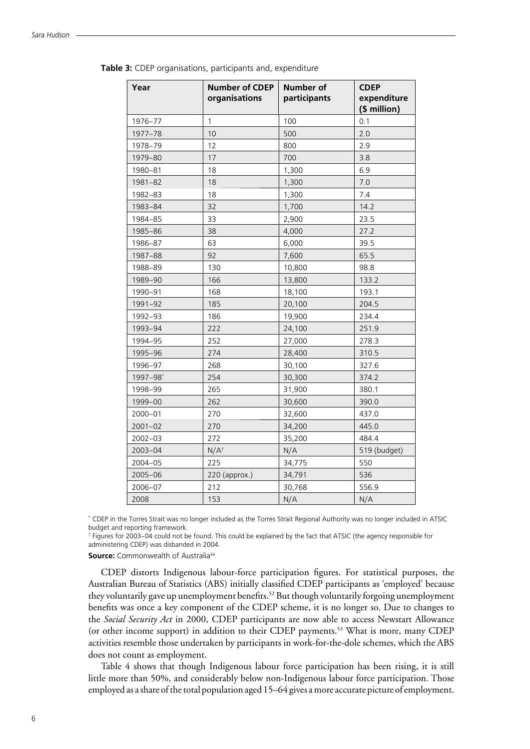**Table 3:** CDEP organisations, participants and, expenditure

| Year | Number of CDEP organisations | Number of participants | CDEP expenditure ($ million) |
|---|---|---|---|
| 1976–77 | 1 | 100 | 0.1 |
| 1977–78 | 10 | 500 | 2.0 |
| 1978–79 | 12 | 800 | 2.9 |
| 1979–80 | 17 | 700 | 3.8 |
| 1980–81 | 18 | 1,300 | 6.9 |
| 1981–82 | 18 | 1,300 | 7.0 |
| 1982–83 | 18 | 1,300 | 7.4 |
| 1983–84 | 32 | 1,700 | 14.2 |
| 1984–85 | 33 | 2,900 | 23.5 |
| 1985–86 | 38 | 4,000 | 27.2 |
| 1986–87 | 63 | 6,000 | 39.5 |
| 1987–88 | 92 | 7,600 | 65.5 |
| 1988–89 | 130 | 10,800 | 98.8 |
| 1989–90 | 166 | 13,800 | 133.2 |
| 1990–91 | 168 | 18,100 | 193.1 |
| 1991–92 | 185 | 20,100 | 204.5 |
| 1992–93 | 186 | 19,900 | 234.4 |
| 1993–94 | 222 | 24,100 | 251.9 |
| 1994–95 | 252 | 27,000 | 278.3 |
| 1995–96 | 274 | 28,400 | 310.5 |
| 1996–97 | 268 | 30,100 | 327.6 |
| 1997–98* | 254 | 30,300 | 374.2 |
| 1998–99 | 265 | 31,900 | 380.1 |
| 1999–00 | 262 | 30,600 | 390.0 |
| 2000–01 | 270 | 32,600 | 437.0 |
| 2001–02 | 270 | 34,200 | 445.0 |
| 2002–03 | 272 | 35,200 | 484.4 |
| 2003–04 | N/A† | N/A | 519 (budget) |
| 2004–05 | 225 | 34,775 | 550 |
| 2005–06 | 220 (approx.) | 34,791 | 536 |
| 2006–07 | 212 | 30,768 | 556.9 |
| 2008 | 153 | N/A | N/A |

* CDEP in the Torres Strait was no longer included as the Torres Strait Regional Authority was no longer included in ATSIC budget and reporting framework.

† Figures for 2003–04 could not be found. This could be explained by the fact that ATSIC (the agency responsible for administering CDEP) was disbanded in 2004.

**Source:** Commonwealth of Australia[44]

CDEP distorts Indigenous labour-force participation figures. For statistical purposes, the Australian Bureau of Statistics (ABS) initially classified CDEP participants as 'employed' because they voluntarily gave up unemployment benefits.[52] But though voluntarily forgoing unemployment benefits was once a key component of the CDEP scheme, it is no longer so. Due to changes to the *Social Security Act* in 2000, CDEP participants are now able to access Newstart Allowance (or other income support) in addition to their CDEP payments.[53] What is more, many CDEP activities resemble those undertaken by participants in work-for-the-dole schemes, which the ABS does not count as employment.

Table 4 shows that though Indigenous labour force participation has been rising, it is still little more than 50%, and considerably below non-Indigenous labour force participation. Those employed as a share of the total population aged 15–64 gives a more accurate picture of employment.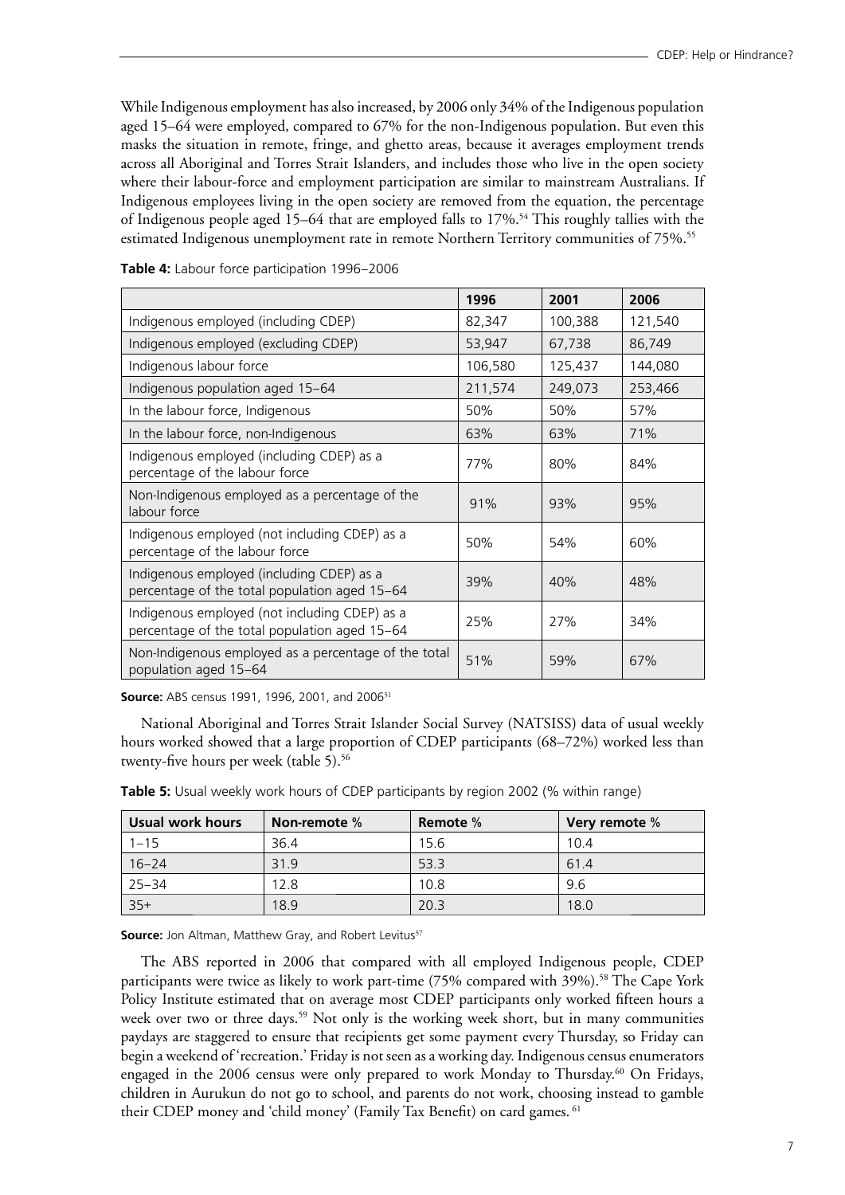While Indigenous employment has also increased, by 2006 only 34% of the Indigenous population aged 15–64 were employed, compared to 67% for the non-Indigenous population. But even this masks the situation in remote, fringe, and ghetto areas, because it averages employment trends across all Aboriginal and Torres Strait Islanders, and includes those who live in the open society where their labour-force and employment participation are similar to mainstream Australians. If Indigenous employees living in the open society are removed from the equation, the percentage of Indigenous people aged 15–64 that are employed falls to 17%.[54] This roughly tallies with the estimated Indigenous unemployment rate in remote Northern Territory communities of 75%.[55]

**Table 4:** Labour force participation 1996–2006

| | 1996 | 2001 | 2006 |
|---|---|---|---|
| Indigenous employed (including CDEP) | 82,347 | 100,388 | 121,540 |
| Indigenous employed (excluding CDEP) | 53,947 | 67,738 | 86,749 |
| Indigenous labour force | 106,580 | 125,437 | 144,080 |
| Indigenous population aged 15–64 | 211,574 | 249,073 | 253,466 |
| In the labour force, Indigenous | 50% | 50% | 57% |
| In the labour force, non-Indigenous | 63% | 63% | 71% |
| Indigenous employed (including CDEP) as a percentage of the labour force | 77% | 80% | 84% |
| Non-Indigenous employed as a percentage of the labour force | 91% | 93% | 95% |
| Indigenous employed (not including CDEP) as a percentage of the labour force | 50% | 54% | 60% |
| Indigenous employed (including CDEP) as a percentage of the total population aged 15–64 | 39% | 40% | 48% |
| Indigenous employed (not including CDEP) as a percentage of the total population aged 15–64 | 25% | 27% | 34% |
| Non-Indigenous employed as a percentage of the total population aged 15–64 | 51% | 59% | 67% |

**Source:** ABS census 1991, 1996, 2001, and 2006[51]

National Aboriginal and Torres Strait Islander Social Survey (NATSISS) data of usual weekly hours worked showed that a large proportion of CDEP participants (68–72%) worked less than twenty-five hours per week (table 5).[56]

**Table 5:** Usual weekly work hours of CDEP participants by region 2002 (% within range)

| Usual work hours | Non-remote % | Remote % | Very remote % |
|---|---|---|---|
| 1–15 | 36.4 | 15.6 | 10.4 |
| 16–24 | 31.9 | 53.3 | 61.4 |
| 25–34 | 12.8 | 10.8 | 9.6 |
| 35+ | 18.9 | 20.3 | 18.0 |

**Source:** Jon Altman, Matthew Gray, and Robert Levitus[57]

The ABS reported in 2006 that compared with all employed Indigenous people, CDEP participants were twice as likely to work part-time (75% compared with 39%).[58] The Cape York Policy Institute estimated that on average most CDEP participants only worked fifteen hours a week over two or three days.[59] Not only is the working week short, but in many communities paydays are staggered to ensure that recipients get some payment every Thursday, so Friday can begin a weekend of 'recreation.' Friday is not seen as a working day. Indigenous census enumerators engaged in the 2006 census were only prepared to work Monday to Thursday.[60] On Fridays, children in Aurukun do not go to school, and parents do not work, choosing instead to gamble their CDEP money and 'child money' (Family Tax Benefit) on card games.[61]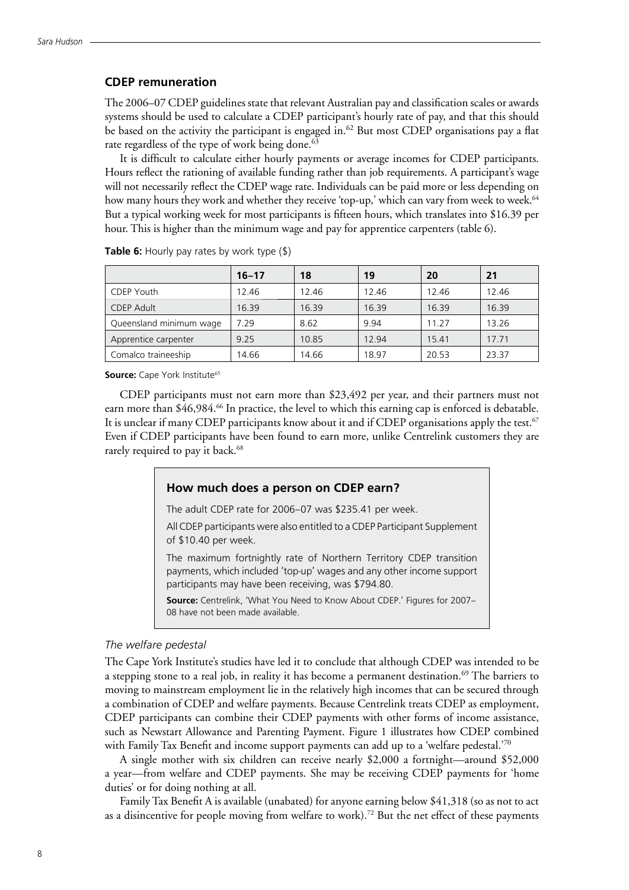## CDEP remuneration

The 2006–07 CDEP guidelines state that relevant Australian pay and classification scales or awards systems should be used to calculate a CDEP participant's hourly rate of pay, and that this should be based on the activity the participant is engaged in.[62] But most CDEP organisations pay a flat rate regardless of the type of work being done.[63]

It is difficult to calculate either hourly payments or average incomes for CDEP participants. Hours reflect the rationing of available funding rather than job requirements. A participant's wage will not necessarily reflect the CDEP wage rate. Individuals can be paid more or less depending on how many hours they work and whether they receive 'top-up,' which can vary from week to week.[64] But a typical working week for most participants is fifteen hours, which translates into $16.39 per hour. This is higher than the minimum wage and pay for apprentice carpenters (table 6).

**Table 6:** Hourly pay rates by work type ($)

| | 16–17 | 18 | 19 | 20 | 21 |
|---|---|---|---|---|---|
| CDEP Youth | 12.46 | 12.46 | 12.46 | 12.46 | 12.46 |
| CDEP Adult | 16.39 | 16.39 | 16.39 | 16.39 | 16.39 |
| Queensland minimum wage | 7.29 | 8.62 | 9.94 | 11.27 | 13.26 |
| Apprentice carpenter | 9.25 | 10.85 | 12.94 | 15.41 | 17.71 |
| Comalco traineeship | 14.66 | 14.66 | 18.97 | 20.53 | 23.37 |

**Source:** Cape York Institute[65]

CDEP participants must not earn more than $23,492 per year, and their partners must not earn more than $46,984.[66] In practice, the level to which this earning cap is enforced is debatable. It is unclear if many CDEP participants know about it and if CDEP organisations apply the test.[67] Even if CDEP participants have been found to earn more, unlike Centrelink customers they are rarely required to pay it back.[68]

### How much does a person on CDEP earn?

The adult CDEP rate for 2006–07 was $235.41 per week.

All CDEP participants were also entitled to a CDEP Participant Supplement of $10.40 per week.

The maximum fortnightly rate of Northern Territory CDEP transition payments, which included 'top-up' wages and any other income support participants may have been receiving, was $794.80.

**Source:** Centrelink, 'What You Need to Know About CDEP.' Figures for 2007–08 have not been made available.

*The welfare pedestal*

The Cape York Institute's studies have led it to conclude that although CDEP was intended to be a stepping stone to a real job, in reality it has become a permanent destination.[69] The barriers to moving to mainstream employment lie in the relatively high incomes that can be secured through a combination of CDEP and welfare payments. Because Centrelink treats CDEP as employment, CDEP participants can combine their CDEP payments with other forms of income assistance, such as Newstart Allowance and Parenting Payment. Figure 1 illustrates how CDEP combined with Family Tax Benefit and income support payments can add up to a 'welfare pedestal.'[70]

A single mother with six children can receive nearly $2,000 a fortnight—around $52,000 a year—from welfare and CDEP payments. She may be receiving CDEP payments for 'home duties' or for doing nothing at all.

Family Tax Benefit A is available (unabated) for anyone earning below $41,318 (so as not to act as a disincentive for people moving from welfare to work).[72] But the net effect of these payments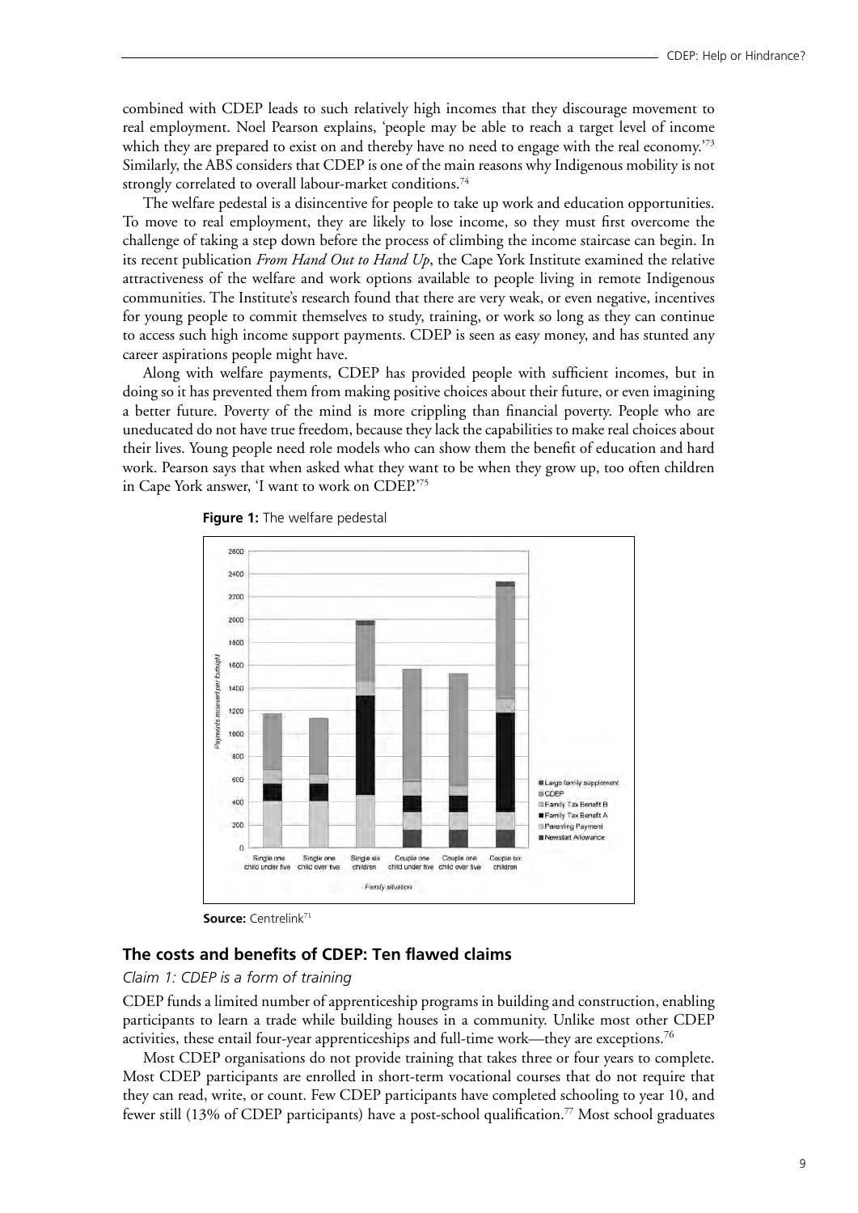combined with CDEP leads to such relatively high incomes that they discourage movement to real employment. Noel Pearson explains, 'people may be able to reach a target level of income which they are prepared to exist on and thereby have no need to engage with the real economy.'[73] Similarly, the ABS considers that CDEP is one of the main reasons why Indigenous mobility is not strongly correlated to overall labour-market conditions.[74]

The welfare pedestal is a disincentive for people to take up work and education opportunities. To move to real employment, they are likely to lose income, so they must first overcome the challenge of taking a step down before the process of climbing the income staircase can begin. In its recent publication *From Hand Out to Hand Up*, the Cape York Institute examined the relative attractiveness of the welfare and work options available to people living in remote Indigenous communities. The Institute's research found that there are very weak, or even negative, incentives for young people to commit themselves to study, training, or work so long as they can continue to access such high income support payments. CDEP is seen as easy money, and has stunted any career aspirations people might have.

Along with welfare payments, CDEP has provided people with sufficient incomes, but in doing so it has prevented them from making positive choices about their future, or even imagining a better future. Poverty of the mind is more crippling than financial poverty. People who are uneducated do not have true freedom, because they lack the capabilities to make real choices about their lives. Young people need role models who can show them the benefit of education and hard work. Pearson says that when asked what they want to be when they grow up, too often children in Cape York answer, 'I want to work on CDEP.'[75]

**Figure 1:** The welfare pedestal

**Source:** Centrelink[71]

## The costs and benefits of CDEP: Ten flawed claims

*Claim 1: CDEP is a form of training*

CDEP funds a limited number of apprenticeship programs in building and construction, enabling participants to learn a trade while building houses in a community. Unlike most other CDEP activities, these entail four-year apprenticeships and full-time work—they are exceptions.[76]

Most CDEP organisations do not provide training that takes three or four years to complete. Most CDEP participants are enrolled in short-term vocational courses that do not require that they can read, write, or count. Few CDEP participants have completed schooling to year 10, and fewer still (13% of CDEP participants) have a post-school qualification.[77] Most school graduates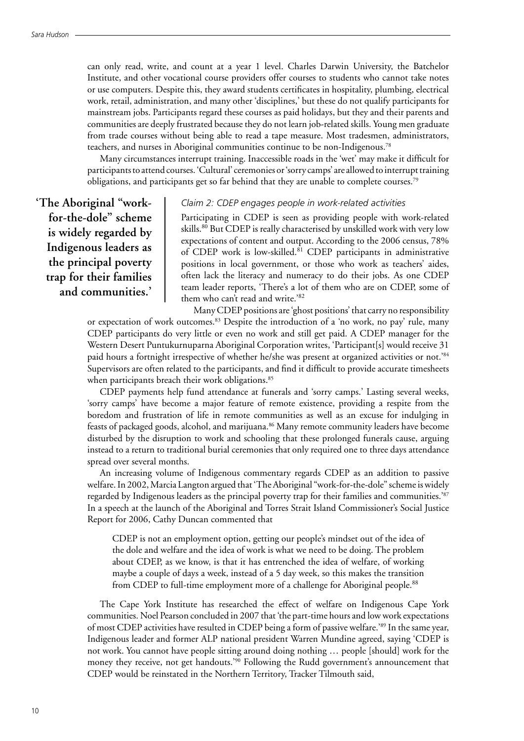can only read, write, and count at a year 1 level. Charles Darwin University, the Batchelor Institute, and other vocational course providers offer courses to students who cannot take notes or use computers. Despite this, they award students certificates in hospitality, plumbing, electrical work, retail, administration, and many other 'disciplines,' but these do not qualify participants for mainstream jobs. Participants regard these courses as paid holidays, but they and their parents and communities are deeply frustrated because they do not learn job-related skills. Young men graduate from trade courses without being able to read a tape measure. Most tradesmen, administrators, teachers, and nurses in Aboriginal communities continue to be non-Indigenous.[78]

Many circumstances interrupt training. Inaccessible roads in the 'wet' may make it difficult for participants to attend courses. 'Cultural' ceremonies or 'sorry camps' are allowed to interrupt training obligations, and participants get so far behind that they are unable to complete courses.[79]

**'The Aboriginal "work-for-the-dole" scheme is widely regarded by Indigenous leaders as the principal poverty trap for their families and communities.'**

*Claim 2: CDEP engages people in work-related activities*

Participating in CDEP is seen as providing people with work-related skills.[80] But CDEP is really characterised by unskilled work with very low expectations of content and output. According to the 2006 census, 78% of CDEP work is low-skilled.[81] CDEP participants in administrative positions in local government, or those who work as teachers' aides, often lack the literacy and numeracy to do their jobs. As one CDEP team leader reports, 'There's a lot of them who are on CDEP, some of them who can't read and write.'[82]

Many CDEP positions are 'ghost positions' that carry no responsibility or expectation of work outcomes.[83] Despite the introduction of a 'no work, no pay' rule, many CDEP participants do very little or even no work and still get paid. A CDEP manager for the Western Desert Puntukurnuparna Aboriginal Corporation writes, 'Participant[s] would receive 31 paid hours a fortnight irrespective of whether he/she was present at organized activities or not.'[84] Supervisors are often related to the participants, and find it difficult to provide accurate timesheets when participants breach their work obligations.[85]

CDEP payments help fund attendance at funerals and 'sorry camps.' Lasting several weeks, 'sorry camps' have become a major feature of remote existence, providing a respite from the boredom and frustration of life in remote communities as well as an excuse for indulging in feasts of packaged goods, alcohol, and marijuana.[86] Many remote community leaders have become disturbed by the disruption to work and schooling that these prolonged funerals cause, arguing instead to a return to traditional burial ceremonies that only required one to three days attendance spread over several months.

An increasing volume of Indigenous commentary regards CDEP as an addition to passive welfare. In 2002, Marcia Langton argued that 'The Aboriginal "work-for-the-dole" scheme is widely regarded by Indigenous leaders as the principal poverty trap for their families and communities.'[87] In a speech at the launch of the Aboriginal and Torres Strait Island Commissioner's Social Justice Report for 2006, Cathy Duncan commented that

> CDEP is not an employment option, getting our people's mindset out of the idea of the dole and welfare and the idea of work is what we need to be doing. The problem about CDEP, as we know, is that it has entrenched the idea of welfare, of working maybe a couple of days a week, instead of a 5 day week, so this makes the transition from CDEP to full-time employment more of a challenge for Aboriginal people.[88]

The Cape York Institute has researched the effect of welfare on Indigenous Cape York communities. Noel Pearson concluded in 2007 that 'the part-time hours and low work expectations of most CDEP activities have resulted in CDEP being a form of passive welfare.'[89] In the same year, Indigenous leader and former ALP national president Warren Mundine agreed, saying 'CDEP is not work. You cannot have people sitting around doing nothing … people [should] work for the money they receive, not get handouts.'[90] Following the Rudd government's announcement that CDEP would be reinstated in the Northern Territory, Tracker Tilmouth said,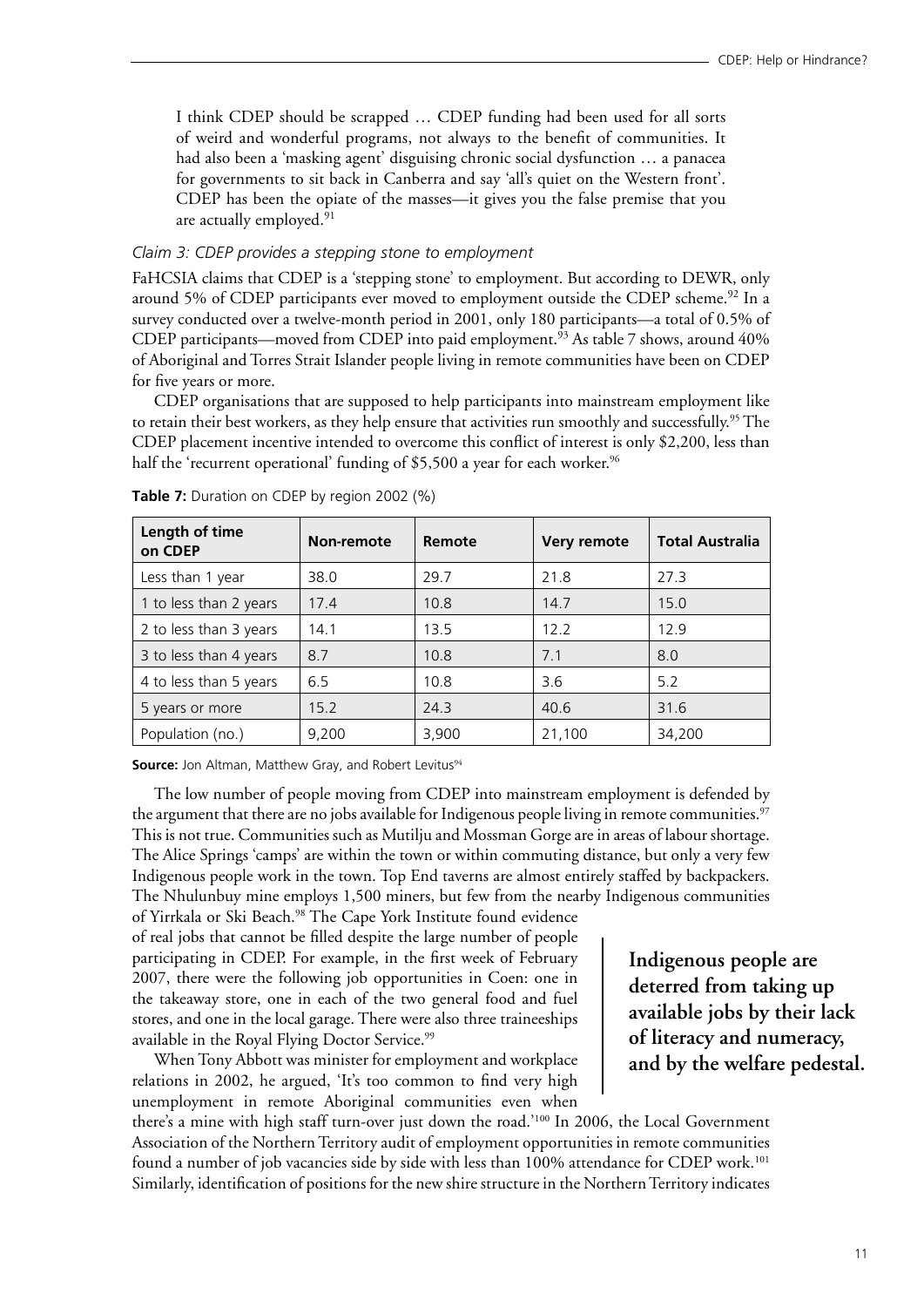> I think CDEP should be scrapped … CDEP funding had been used for all sorts of weird and wonderful programs, not always to the benefit of communities. It had also been a 'masking agent' disguising chronic social dysfunction … a panacea for governments to sit back in Canberra and say 'all's quiet on the Western front'. CDEP has been the opiate of the masses—it gives you the false premise that you are actually employed.[91]

*Claim 3: CDEP provides a stepping stone to employment*

FaHCSIA claims that CDEP is a 'stepping stone' to employment. But according to DEWR, only around 5% of CDEP participants ever moved to employment outside the CDEP scheme.[92] In a survey conducted over a twelve-month period in 2001, only 180 participants—a total of 0.5% of CDEP participants—moved from CDEP into paid employment.[93] As table 7 shows, around 40% of Aboriginal and Torres Strait Islander people living in remote communities have been on CDEP for five years or more.

CDEP organisations that are supposed to help participants into mainstream employment like to retain their best workers, as they help ensure that activities run smoothly and successfully.[95] The CDEP placement incentive intended to overcome this conflict of interest is only $2,200, less than half the 'recurrent operational' funding of $5,500 a year for each worker.[96]

**Table 7:** Duration on CDEP by region 2002 (%)

| Length of time on CDEP | Non-remote | Remote | Very remote | Total Australia |
|---|---|---|---|---|
| Less than 1 year | 38.0 | 29.7 | 21.8 | 27.3 |
| 1 to less than 2 years | 17.4 | 10.8 | 14.7 | 15.0 |
| 2 to less than 3 years | 14.1 | 13.5 | 12.2 | 12.9 |
| 3 to less than 4 years | 8.7 | 10.8 | 7.1 | 8.0 |
| 4 to less than 5 years | 6.5 | 10.8 | 3.6 | 5.2 |
| 5 years or more | 15.2 | 24.3 | 40.6 | 31.6 |
| Population (no.) | 9,200 | 3,900 | 21,100 | 34,200 |

**Source:** Jon Altman, Matthew Gray, and Robert Levitus[94]

The low number of people moving from CDEP into mainstream employment is defended by the argument that there are no jobs available for Indigenous people living in remote communities.[97] This is not true. Communities such as Mutilju and Mossman Gorge are in areas of labour shortage. The Alice Springs 'camps' are within the town or within commuting distance, but only a very few Indigenous people work in the town. Top End taverns are almost entirely staffed by backpackers. The Nhulunbuy mine employs 1,500 miners, but few from the nearby Indigenous communities of Yirrkala or Ski Beach.[98] The Cape York Institute found evidence of real jobs that cannot be filled despite the large number of people participating in CDEP. For example, in the first week of February 2007, there were the following job opportunities in Coen: one in the takeaway store, one in each of the two general food and fuel stores, and one in the local garage. There were also three traineeships available in the Royal Flying Doctor Service.[99]

**Indigenous people are deterred from taking up available jobs by their lack of literacy and numeracy, and by the welfare pedestal.**

When Tony Abbott was minister for employment and workplace relations in 2002, he argued, 'It's too common to find very high unemployment in remote Aboriginal communities even when there's a mine with high staff turn-over just down the road.'[100] In 2006, the Local Government Association of the Northern Territory audit of employment opportunities in remote communities found a number of job vacancies side by side with less than 100% attendance for CDEP work.[101] Similarly, identification of positions for the new shire structure in the Northern Territory indicates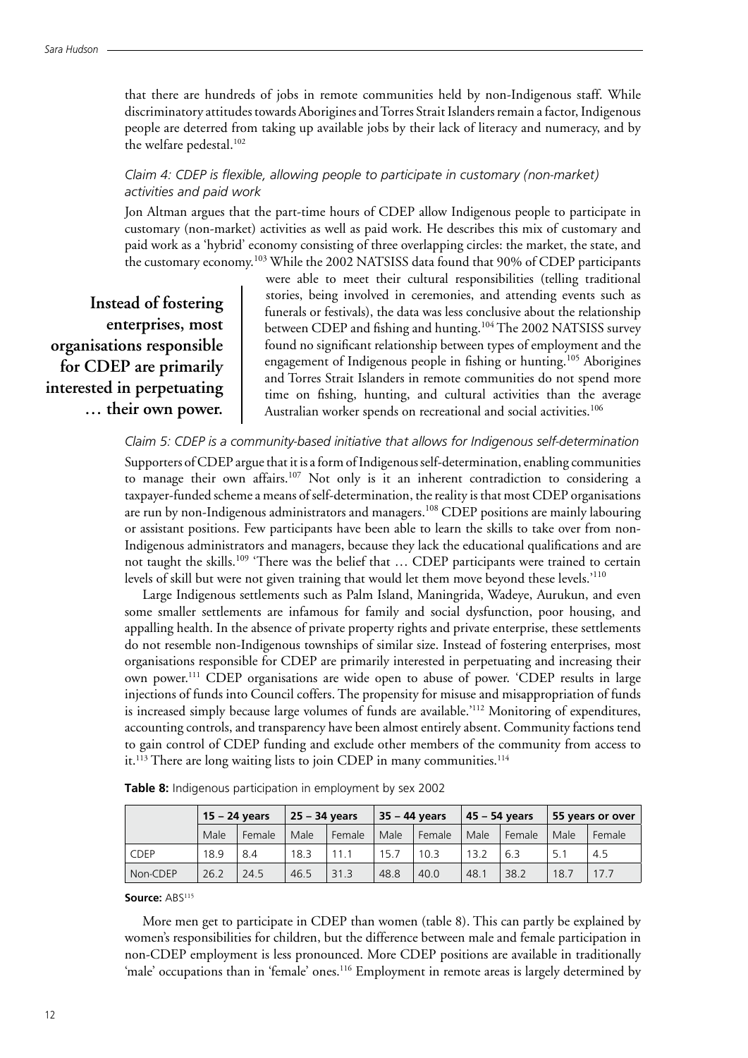that there are hundreds of jobs in remote communities held by non-Indigenous staff. While discriminatory attitudes towards Aborigines and Torres Strait Islanders remain a factor, Indigenous people are deterred from taking up available jobs by their lack of literacy and numeracy, and by the welfare pedestal.[102]

*Claim 4: CDEP is flexible, allowing people to participate in customary (non-market) activities and paid work*

Jon Altman argues that the part-time hours of CDEP allow Indigenous people to participate in customary (non-market) activities as well as paid work. He describes this mix of customary and paid work as a 'hybrid' economy consisting of three overlapping circles: the market, the state, and the customary economy.[103] While the 2002 NATSISS data found that 90% of CDEP participants were able to meet their cultural responsibilities (telling traditional stories, being involved in ceremonies, and attending events such as funerals or festivals), the data was less conclusive about the relationship between CDEP and fishing and hunting.[104] The 2002 NATSISS survey found no significant relationship between types of employment and the engagement of Indigenous people in fishing or hunting.[105] Aborigines and Torres Strait Islanders in remote communities do not spend more time on fishing, hunting, and cultural activities than the average Australian worker spends on recreational and social activities.[106]

**Instead of fostering enterprises, most organisations responsible for CDEP are primarily interested in perpetuating … their own power.**

*Claim 5: CDEP is a community-based initiative that allows for Indigenous self-determination*

Supporters of CDEP argue that it is a form of Indigenous self-determination, enabling communities to manage their own affairs.[107] Not only is it an inherent contradiction to considering a taxpayer-funded scheme a means of self-determination, the reality is that most CDEP organisations are run by non-Indigenous administrators and managers.[108] CDEP positions are mainly labouring or assistant positions. Few participants have been able to learn the skills to take over from non-Indigenous administrators and managers, because they lack the educational qualifications and are not taught the skills.[109] 'There was the belief that … CDEP participants were trained to certain levels of skill but were not given training that would let them move beyond these levels.'[110]

Large Indigenous settlements such as Palm Island, Maningrida, Wadeye, Aurukun, and even some smaller settlements are infamous for family and social dysfunction, poor housing, and appalling health. In the absence of private property rights and private enterprise, these settlements do not resemble non-Indigenous townships of similar size. Instead of fostering enterprises, most organisations responsible for CDEP are primarily interested in perpetuating and increasing their own power.[111] CDEP organisations are wide open to abuse of power. 'CDEP results in large injections of funds into Council coffers. The propensity for misuse and misappropriation of funds is increased simply because large volumes of funds are available.'[112] Monitoring of expenditures, accounting controls, and transparency have been almost entirely absent. Community factions tend to gain control of CDEP funding and exclude other members of the community from access to it.[113] There are long waiting lists to join CDEP in many communities.[114]

**Table 8:** Indigenous participation in employment by sex 2002

| | 15 – 24 years | | 25 – 34 years | | 35 – 44 years | | 45 – 54 years | | 55 years or over | |
|---|---|---|---|---|---|---|---|---|---|---|
| | Male | Female | Male | Female | Male | Female | Male | Female | Male | Female |
| CDEP | 18.9 | 8.4 | 18.3 | 11.1 | 15.7 | 10.3 | 13.2 | 6.3 | 5.1 | 4.5 |
| Non-CDEP | 26.2 | 24.5 | 46.5 | 31.3 | 48.8 | 40.0 | 48.1 | 38.2 | 18.7 | 17.7 |

**Source:** ABS[115]

More men get to participate in CDEP than women (table 8). This can partly be explained by women's responsibilities for children, but the difference between male and female participation in non-CDEP employment is less pronounced. More CDEP positions are available in traditionally 'male' occupations than in 'female' ones.[116] Employment in remote areas is largely determined by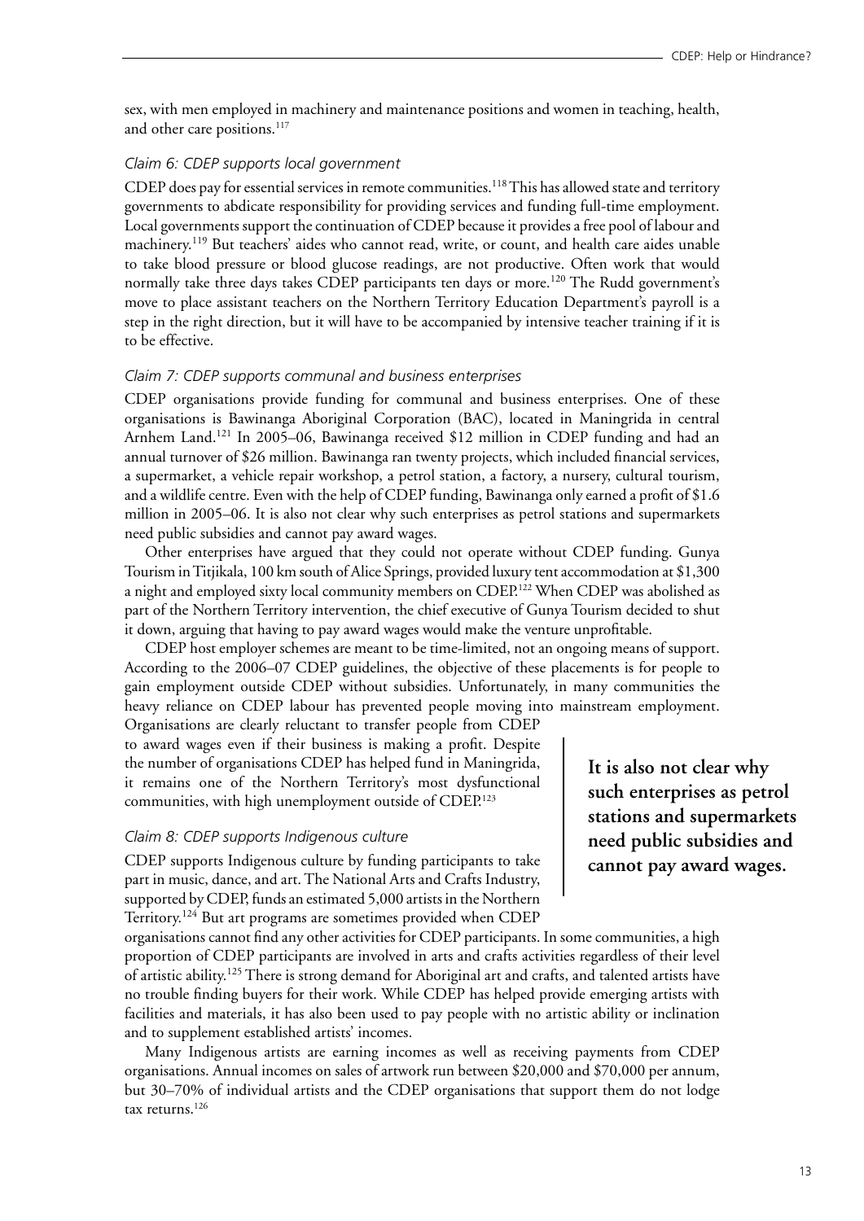sex, with men employed in machinery and maintenance positions and women in teaching, health, and other care positions.[117]

### *Claim 6: CDEP supports local government*

CDEP does pay for essential services in remote communities.[118] This has allowed state and territory governments to abdicate responsibility for providing services and funding full-time employment. Local governments support the continuation of CDEP because it provides a free pool of labour and machinery.[119] But teachers' aides who cannot read, write, or count, and health care aides unable to take blood pressure or blood glucose readings, are not productive. Often work that would normally take three days takes CDEP participants ten days or more.[120] The Rudd government's move to place assistant teachers on the Northern Territory Education Department's payroll is a step in the right direction, but it will have to be accompanied by intensive teacher training if it is to be effective.

### *Claim 7: CDEP supports communal and business enterprises*

CDEP organisations provide funding for communal and business enterprises. One of these organisations is Bawinanga Aboriginal Corporation (BAC), located in Maningrida in central Arnhem Land.[121] In 2005–06, Bawinanga received $12 million in CDEP funding and had an annual turnover of $26 million. Bawinanga ran twenty projects, which included financial services, a supermarket, a vehicle repair workshop, a petrol station, a factory, a nursery, cultural tourism, and a wildlife centre. Even with the help of CDEP funding, Bawinanga only earned a profit of $1.6 million in 2005–06. It is also not clear why such enterprises as petrol stations and supermarkets need public subsidies and cannot pay award wages.

Other enterprises have argued that they could not operate without CDEP funding. Gunya Tourism in Titjikala, 100 km south of Alice Springs, provided luxury tent accommodation at $1,300 a night and employed sixty local community members on CDEP.[122] When CDEP was abolished as part of the Northern Territory intervention, the chief executive of Gunya Tourism decided to shut it down, arguing that having to pay award wages would make the venture unprofitable.

CDEP host employer schemes are meant to be time-limited, not an ongoing means of support. According to the 2006–07 CDEP guidelines, the objective of these placements is for people to gain employment outside CDEP without subsidies. Unfortunately, in many communities the heavy reliance on CDEP labour has prevented people moving into mainstream employment. Organisations are clearly reluctant to transfer people from CDEP to award wages even if their business is making a profit. Despite the number of organisations CDEP has helped fund in Maningrida, it remains one of the Northern Territory's most dysfunctional communities, with high unemployment outside of CDEP.[123]

> **It is also not clear why such enterprises as petrol stations and supermarkets need public subsidies and cannot pay award wages.**

### *Claim 8: CDEP supports Indigenous culture*

CDEP supports Indigenous culture by funding participants to take part in music, dance, and art. The National Arts and Crafts Industry, supported by CDEP, funds an estimated 5,000 artists in the Northern Territory.[124] But art programs are sometimes provided when CDEP organisations cannot find any other activities for CDEP participants. In some communities, a high proportion of CDEP participants are involved in arts and crafts activities regardless of their level of artistic ability.[125] There is strong demand for Aboriginal art and crafts, and talented artists have no trouble finding buyers for their work. While CDEP has helped provide emerging artists with facilities and materials, it has also been used to pay people with no artistic ability or inclination and to supplement established artists' incomes.

Many Indigenous artists are earning incomes as well as receiving payments from CDEP organisations. Annual incomes on sales of artwork run between $20,000 and $70,000 per annum, but 30–70% of individual artists and the CDEP organisations that support them do not lodge tax returns.[126]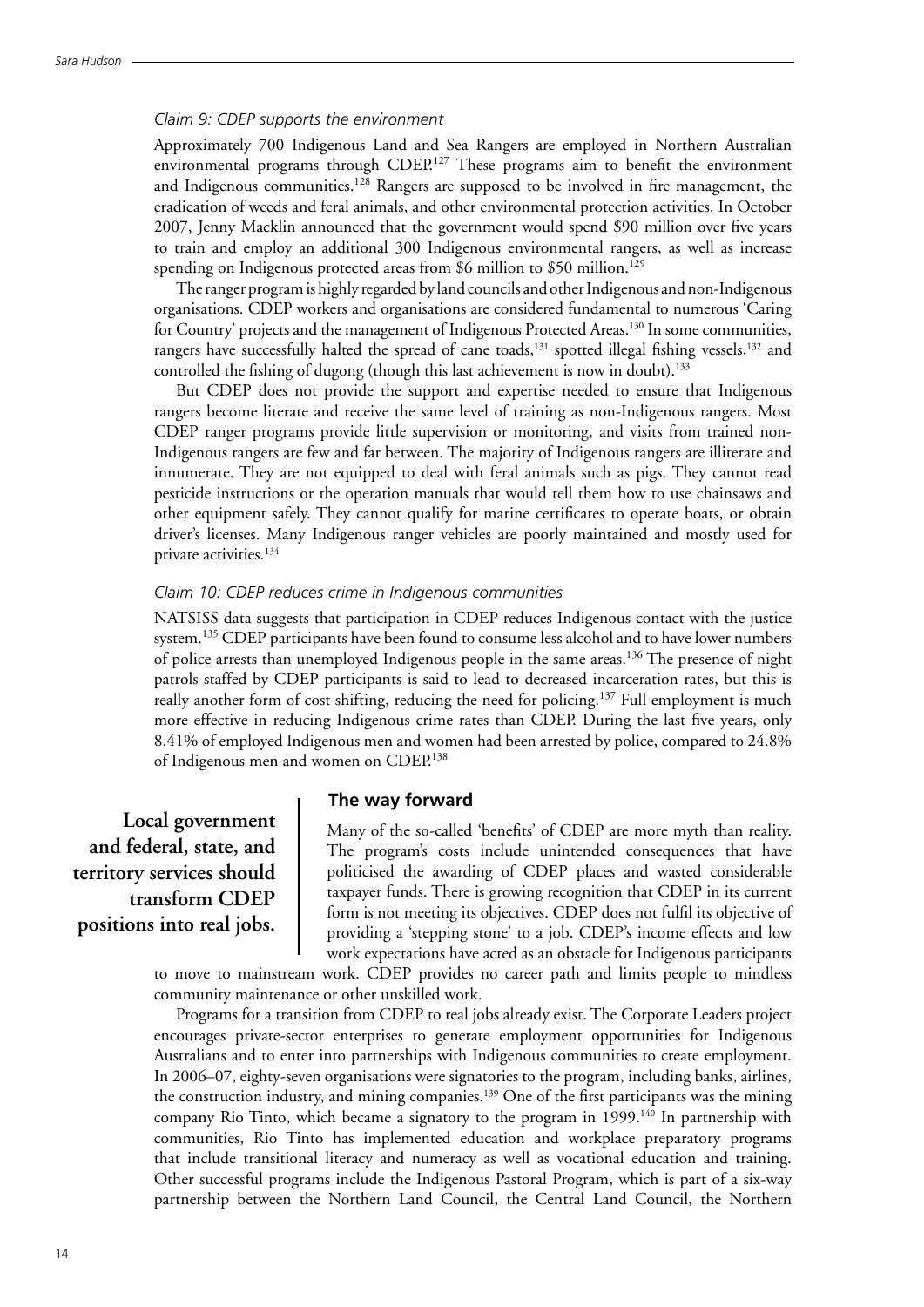*Claim 9: CDEP supports the environment*

Approximately 700 Indigenous Land and Sea Rangers are employed in Northern Australian environmental programs through CDEP.[127] These programs aim to benefit the environment and Indigenous communities.[128] Rangers are supposed to be involved in fire management, the eradication of weeds and feral animals, and other environmental protection activities. In October 2007, Jenny Macklin announced that the government would spend $90 million over five years to train and employ an additional 300 Indigenous environmental rangers, as well as increase spending on Indigenous protected areas from $6 million to $50 million.[129]

The ranger program is highly regarded by land councils and other Indigenous and non-Indigenous organisations. CDEP workers and organisations are considered fundamental to numerous 'Caring for Country' projects and the management of Indigenous Protected Areas.[130] In some communities, rangers have successfully halted the spread of cane toads,[131] spotted illegal fishing vessels,[132] and controlled the fishing of dugong (though this last achievement is now in doubt).[133]

But CDEP does not provide the support and expertise needed to ensure that Indigenous rangers become literate and receive the same level of training as non-Indigenous rangers. Most CDEP ranger programs provide little supervision or monitoring, and visits from trained non-Indigenous rangers are few and far between. The majority of Indigenous rangers are illiterate and innumerate. They are not equipped to deal with feral animals such as pigs. They cannot read pesticide instructions or the operation manuals that would tell them how to use chainsaws and other equipment safely. They cannot qualify for marine certificates to operate boats, or obtain driver's licenses. Many Indigenous ranger vehicles are poorly maintained and mostly used for private activities.[134]

*Claim 10: CDEP reduces crime in Indigenous communities*

NATSISS data suggests that participation in CDEP reduces Indigenous contact with the justice system.[135] CDEP participants have been found to consume less alcohol and to have lower numbers of police arrests than unemployed Indigenous people in the same areas.[136] The presence of night patrols staffed by CDEP participants is said to lead to decreased incarceration rates, but this is really another form of cost shifting, reducing the need for policing.[137] Full employment is much more effective in reducing Indigenous crime rates than CDEP. During the last five years, only 8.41% of employed Indigenous men and women had been arrested by police, compared to 24.8% of Indigenous men and women on CDEP.[138]

### The way forward

**Local government and federal, state, and territory services should transform CDEP positions into real jobs.**

Many of the so-called 'benefits' of CDEP are more myth than reality. The program's costs include unintended consequences that have politicised the awarding of CDEP places and wasted considerable taxpayer funds. There is growing recognition that CDEP in its current form is not meeting its objectives. CDEP does not fulfil its objective of providing a 'stepping stone' to a job. CDEP's income effects and low work expectations have acted as an obstacle for Indigenous participants to move to mainstream work. CDEP provides no career path and limits people to mindless community maintenance or other unskilled work.

Programs for a transition from CDEP to real jobs already exist. The Corporate Leaders project encourages private-sector enterprises to generate employment opportunities for Indigenous Australians and to enter into partnerships with Indigenous communities to create employment. In 2006–07, eighty-seven organisations were signatories to the program, including banks, airlines, the construction industry, and mining companies.[139] One of the first participants was the mining company Rio Tinto, which became a signatory to the program in 1999.[140] In partnership with communities, Rio Tinto has implemented education and workplace preparatory programs that include transitional literacy and numeracy as well as vocational education and training. Other successful programs include the Indigenous Pastoral Program, which is part of a six-way partnership between the Northern Land Council, the Central Land Council, the Northern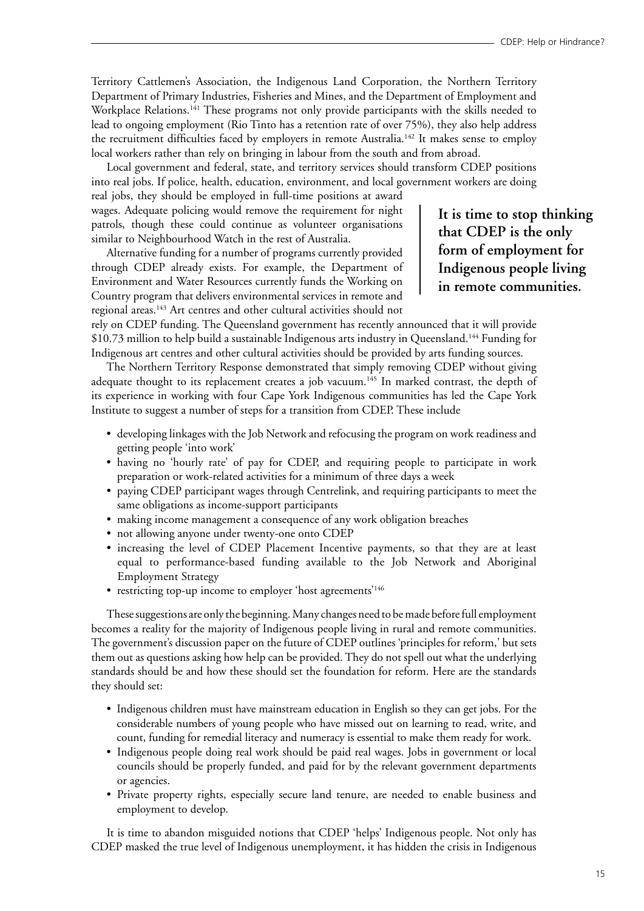Territory Cattlemen's Association, the Indigenous Land Corporation, the Northern Territory Department of Primary Industries, Fisheries and Mines, and the Department of Employment and Workplace Relations.[141] These programs not only provide participants with the skills needed to lead to ongoing employment (Rio Tinto has a retention rate of over 75%), they also help address the recruitment difficulties faced by employers in remote Australia.[142] It makes sense to employ local workers rather than rely on bringing in labour from the south and from abroad.

Local government and federal, state, and territory services should transform CDEP positions into real jobs. If police, health, education, environment, and local government workers are doing real jobs, they should be employed in full-time positions at award wages. Adequate policing would remove the requirement for night patrols, though these could continue as volunteer organisations similar to Neighbourhood Watch in the rest of Australia.

**It is time to stop thinking that CDEP is the only form of employment for Indigenous people living in remote communities.**

Alternative funding for a number of programs currently provided through CDEP already exists. For example, the Department of Environment and Water Resources currently funds the Working on Country program that delivers environmental services in remote and regional areas.[143] Art centres and other cultural activities should not rely on CDEP funding. The Queensland government has recently announced that it will provide $10.73 million to help build a sustainable Indigenous arts industry in Queensland.[144] Funding for Indigenous art centres and other cultural activities should be provided by arts funding sources.

The Northern Territory Response demonstrated that simply removing CDEP without giving adequate thought to its replacement creates a job vacuum.[145] In marked contrast, the depth of its experience in working with four Cape York Indigenous communities has led the Cape York Institute to suggest a number of steps for a transition from CDEP. These include

- developing linkages with the Job Network and refocusing the program on work readiness and getting people 'into work'
- having no 'hourly rate' of pay for CDEP, and requiring people to participate in work preparation or work-related activities for a minimum of three days a week
- paying CDEP participant wages through Centrelink, and requiring participants to meet the same obligations as income-support participants
- making income management a consequence of any work obligation breaches
- not allowing anyone under twenty-one onto CDEP
- increasing the level of CDEP Placement Incentive payments, so that they are at least equal to performance-based funding available to the Job Network and Aboriginal Employment Strategy
- restricting top-up income to employer 'host agreements'[146]

These suggestions are only the beginning. Many changes need to be made before full employment becomes a reality for the majority of Indigenous people living in rural and remote communities. The government's discussion paper on the future of CDEP outlines 'principles for reform,' but sets them out as questions asking how help can be provided. They do not spell out what the underlying standards should be and how these should set the foundation for reform. Here are the standards they should set:

- Indigenous children must have mainstream education in English so they can get jobs. For the considerable numbers of young people who have missed out on learning to read, write, and count, funding for remedial literacy and numeracy is essential to make them ready for work.
- Indigenous people doing real work should be paid real wages. Jobs in government or local councils should be properly funded, and paid for by the relevant government departments or agencies.
- Private property rights, especially secure land tenure, are needed to enable business and employment to develop.

It is time to abandon misguided notions that CDEP 'helps' Indigenous people. Not only has CDEP masked the true level of Indigenous unemployment, it has hidden the crisis in Indigenous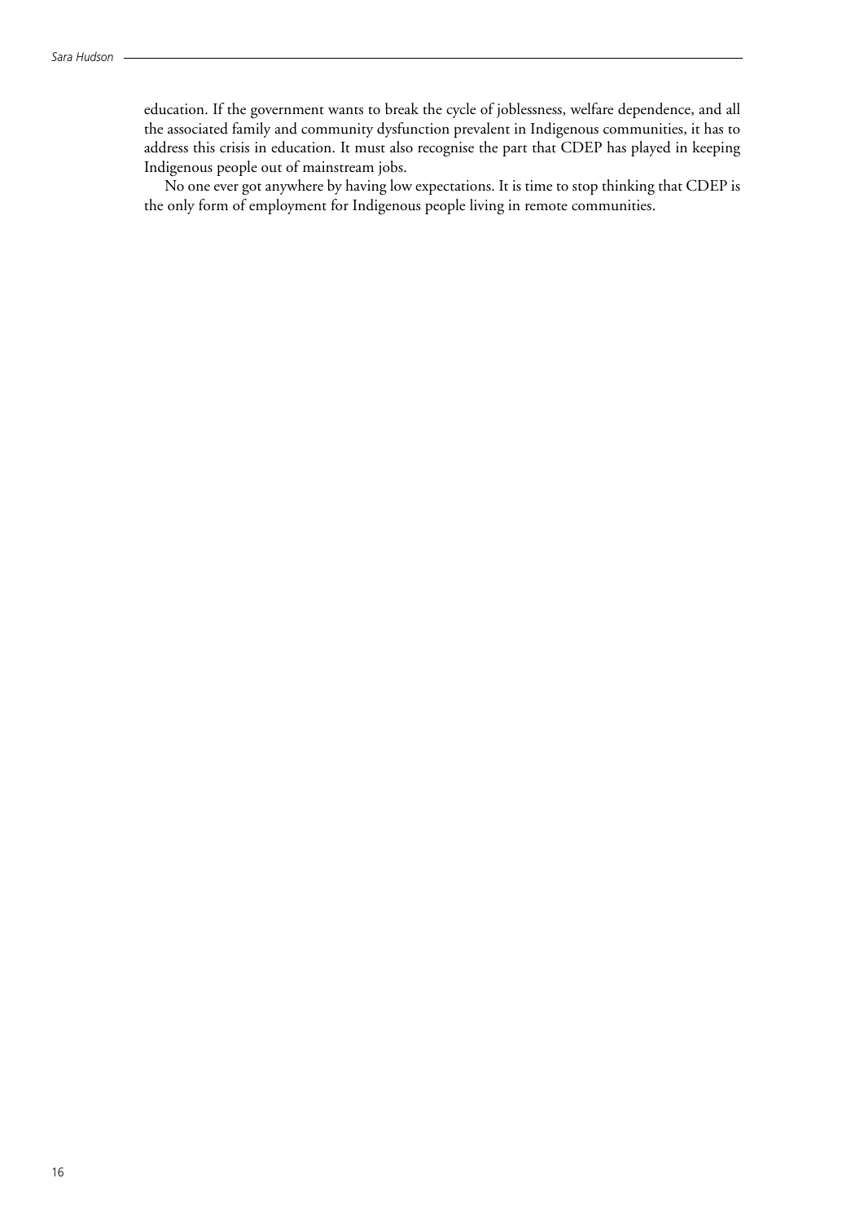education. If the government wants to break the cycle of joblessness, welfare dependence, and all the associated family and community dysfunction prevalent in Indigenous communities, it has to address this crisis in education. It must also recognise the part that CDEP has played in keeping Indigenous people out of mainstream jobs.

No one ever got anywhere by having low expectations. It is time to stop thinking that CDEP is the only form of employment for Indigenous people living in remote communities.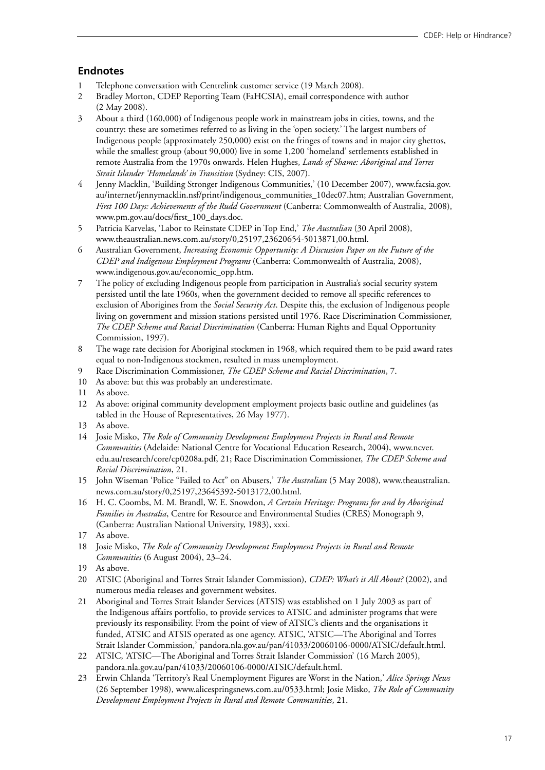## Endnotes

1. Telephone conversation with Centrelink customer service (19 March 2008).
2. Bradley Morton, CDEP Reporting Team (FaHCSIA), email correspondence with author (2 May 2008).
3. About a third (160,000) of Indigenous people work in mainstream jobs in cities, towns, and the country: these are sometimes referred to as living in the 'open society.' The largest numbers of Indigenous people (approximately 250,000) exist on the fringes of towns and in major city ghettos, while the smallest group (about 90,000) live in some 1,200 'homeland' settlements established in remote Australia from the 1970s onwards. Helen Hughes, *Lands of Shame: Aboriginal and Torres Strait Islander 'Homelands' in Transition* (Sydney: CIS, 2007).
4. Jenny Macklin, 'Building Stronger Indigenous Communities,' (10 December 2007), www.facsia.gov.au/internet/jennymacklin.nsf/print/indigenous_communities_10dec07.htm; Australian Government, *First 100 Days: Achievements of the Rudd Government* (Canberra: Commonwealth of Australia, 2008), www.pm.gov.au/docs/first_100_days.doc.
5. Patricia Karvelas, 'Labor to Reinstate CDEP in Top End,' *The Australian* (30 April 2008), www.theaustralian.news.com.au/story/0,25197,23620654-5013871,00.html.
6. Australian Government, *Increasing Economic Opportunity: A Discussion Paper on the Future of the CDEP and Indigenous Employment Programs* (Canberra: Commonwealth of Australia, 2008), www.indigenous.gov.au/economic_opp.htm.
7. The policy of excluding Indigenous people from participation in Australia's social security system persisted until the late 1960s, when the government decided to remove all specific references to exclusion of Aborigines from the *Social Security Act*. Despite this, the exclusion of Indigenous people living on government and mission stations persisted until 1976. Race Discrimination Commissioner, *The CDEP Scheme and Racial Discrimination* (Canberra: Human Rights and Equal Opportunity Commission, 1997).
8. The wage rate decision for Aboriginal stockmen in 1968, which required them to be paid award rates equal to non-Indigenous stockmen, resulted in mass unemployment.
9. Race Discrimination Commissioner, *The CDEP Scheme and Racial Discrimination*, 7.
10. As above: but this was probably an underestimate.
11. As above.
12. As above: original community development employment projects basic outline and guidelines (as tabled in the House of Representatives, 26 May 1977).
13. As above.
14. Josie Misko, *The Role of Community Development Employment Projects in Rural and Remote Communities* (Adelaide: National Centre for Vocational Education Research, 2004), www.ncver.edu.au/research/core/cp0208a.pdf, 21; Race Discrimination Commissioner, *The CDEP Scheme and Racial Discrimination*, 21.
15. John Wiseman 'Police "Failed to Act" on Abusers,' *The Australian* (5 May 2008), www.theaustralian.news.com.au/story/0,25197,23645392-5013172,00.html.
16. H. C. Coombs, M. M. Brandl, W. E. Snowdon, *A Certain Heritage: Programs for and by Aboriginal Families in Australia*, Centre for Resource and Environmental Studies (CRES) Monograph 9, (Canberra: Australian National University, 1983), xxxi.
17. As above.
18. Josie Misko, *The Role of Community Development Employment Projects in Rural and Remote Communities* (6 August 2004), 23–24.
19. As above.
20. ATSIC (Aboriginal and Torres Strait Islander Commission), *CDEP: What's it All About?* (2002), and numerous media releases and government websites.
21. Aboriginal and Torres Strait Islander Services (ATSIS) was established on 1 July 2003 as part of the Indigenous affairs portfolio, to provide services to ATSIC and administer programs that were previously its responsibility. From the point of view of ATSIC's clients and the organisations it funded, ATSIC and ATSIS operated as one agency. ATSIC, 'ATSIC—The Aboriginal and Torres Strait Islander Commission,' pandora.nla.gov.au/pan/41033/20060106-0000/ATSIC/default.html.
22. ATSIC, 'ATSIC—The Aboriginal and Torres Strait Islander Commission' (16 March 2005), pandora.nla.gov.au/pan/41033/20060106-0000/ATSIC/default.html.
23. Erwin Chlanda 'Territory's Real Unemployment Figures are Worst in the Nation,' *Alice Springs News* (26 September 1998), www.alicespringsnews.com.au/0533.html; Josie Misko, *The Role of Community Development Employment Projects in Rural and Remote Communities*, 21.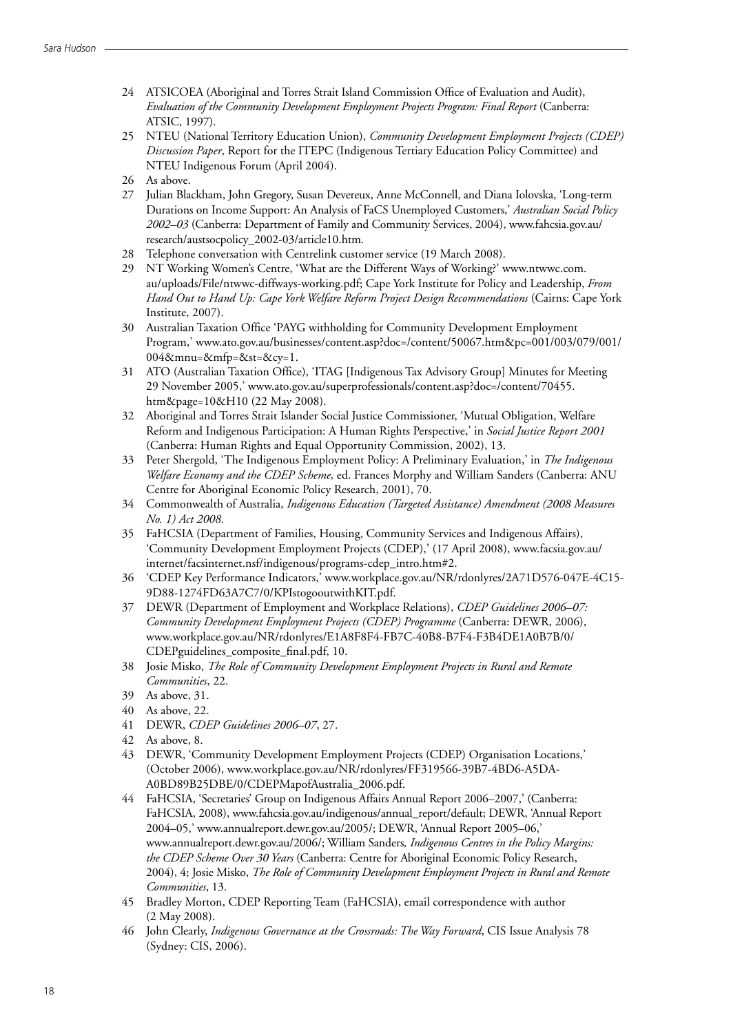24 ATSICOEA (Aboriginal and Torres Strait Island Commission Office of Evaluation and Audit), *Evaluation of the Community Development Employment Projects Program: Final Report* (Canberra: ATSIC, 1997).

25 NTEU (National Territory Education Union), *Community Development Employment Projects (CDEP) Discussion Paper*, Report for the ITEPC (Indigenous Tertiary Education Policy Committee) and NTEU Indigenous Forum (April 2004).

26 As above.

27 Julian Blackham, John Gregory, Susan Devereux, Anne McConnell, and Diana Iolovska, 'Long-term Durations on Income Support: An Analysis of FaCS Unemployed Customers,' *Australian Social Policy 2002–03* (Canberra: Department of Family and Community Services, 2004), www.fahcsia.gov.au/research/austsocpolicy_2002-03/article10.htm.

28 Telephone conversation with Centrelink customer service (19 March 2008).

29 NT Working Women's Centre, 'What are the Different Ways of Working?' www.ntwwc.com.au/uploads/File/ntwwc-diffways-working.pdf; Cape York Institute for Policy and Leadership, *From Hand Out to Hand Up: Cape York Welfare Reform Project Design Recommendations* (Cairns: Cape York Institute, 2007).

30 Australian Taxation Office 'PAYG withholding for Community Development Employment Program,' www.ato.gov.au/businesses/content.asp?doc=/content/50067.htm&pc=001/003/079/001/004&mnu=&mfp=&st=&cy=1.

31 ATO (Australian Taxation Office), 'ITAG [Indigenous Tax Advisory Group] Minutes for Meeting 29 November 2005,' www.ato.gov.au/superprofessionals/content.asp?doc=/content/70455.htm&page=10&H10 (22 May 2008).

32 Aboriginal and Torres Strait Islander Social Justice Commissioner, 'Mutual Obligation, Welfare Reform and Indigenous Participation: A Human Rights Perspective,' in *Social Justice Report 2001* (Canberra: Human Rights and Equal Opportunity Commission, 2002), 13.

33 Peter Shergold, 'The Indigenous Employment Policy: A Preliminary Evaluation,' in *The Indigenous Welfare Economy and the CDEP Scheme,* ed. Frances Morphy and William Sanders (Canberra: ANU Centre for Aboriginal Economic Policy Research, 2001), 70.

34 Commonwealth of Australia, *Indigenous Education (Targeted Assistance) Amendment (2008 Measures No. 1) Act 2008.*

35 FaHCSIA (Department of Families, Housing, Community Services and Indigenous Affairs), 'Community Development Employment Projects (CDEP),' (17 April 2008), www.facsia.gov.au/internet/facsinternet.nsf/indigenous/programs-cdep_intro.htm#2.

36 'CDEP Key Performance Indicators,' www.workplace.gov.au/NR/rdonlyres/2A71D576-047E-4C15-9D88-1274FD63A7C7/0/KPIstogooutwithKIT.pdf.

37 DEWR (Department of Employment and Workplace Relations), *CDEP Guidelines 2006–07: Community Development Employment Projects (CDEP) Programme* (Canberra: DEWR, 2006), www.workplace.gov.au/NR/rdonlyres/E1A8F8F4-FB7C-40B8-B7F4-F3B4DE1A0B7B/0/CDEPguidelines_composite_final.pdf, 10.

38 Josie Misko, *The Role of Community Development Employment Projects in Rural and Remote Communities*, 22.

39 As above, 31.

40 As above, 22.

41 DEWR, *CDEP Guidelines 2006–07*, 27.

42 As above, 8.

43 DEWR, 'Community Development Employment Projects (CDEP) Organisation Locations,' (October 2006), www.workplace.gov.au/NR/rdonlyres/FF319566-39B7-4BD6-A5DA-A0BD89B25DBE/0/CDEPMapofAustralia_2006.pdf.

44 FaHCSIA, 'Secretaries' Group on Indigenous Affairs Annual Report 2006–2007,' (Canberra: FaHCSIA, 2008), www.fahcsia.gov.au/indigenous/annual_report/default; DEWR, 'Annual Report 2004–05,' www.annualreport.dewr.gov.au/2005/; DEWR, 'Annual Report 2005–06,' www.annualreport.dewr.gov.au/2006/; William Sanders*, Indigenous Centres in the Policy Margins: the CDEP Scheme Over 30 Years* (Canberra: Centre for Aboriginal Economic Policy Research, 2004), 4; Josie Misko, *The Role of Community Development Employment Projects in Rural and Remote Communities*, 13.

45 Bradley Morton, CDEP Reporting Team (FaHCSIA), email correspondence with author (2 May 2008).

46 John Clearly, *Indigenous Governance at the Crossroads: The Way Forward*, CIS Issue Analysis 78 (Sydney: CIS, 2006).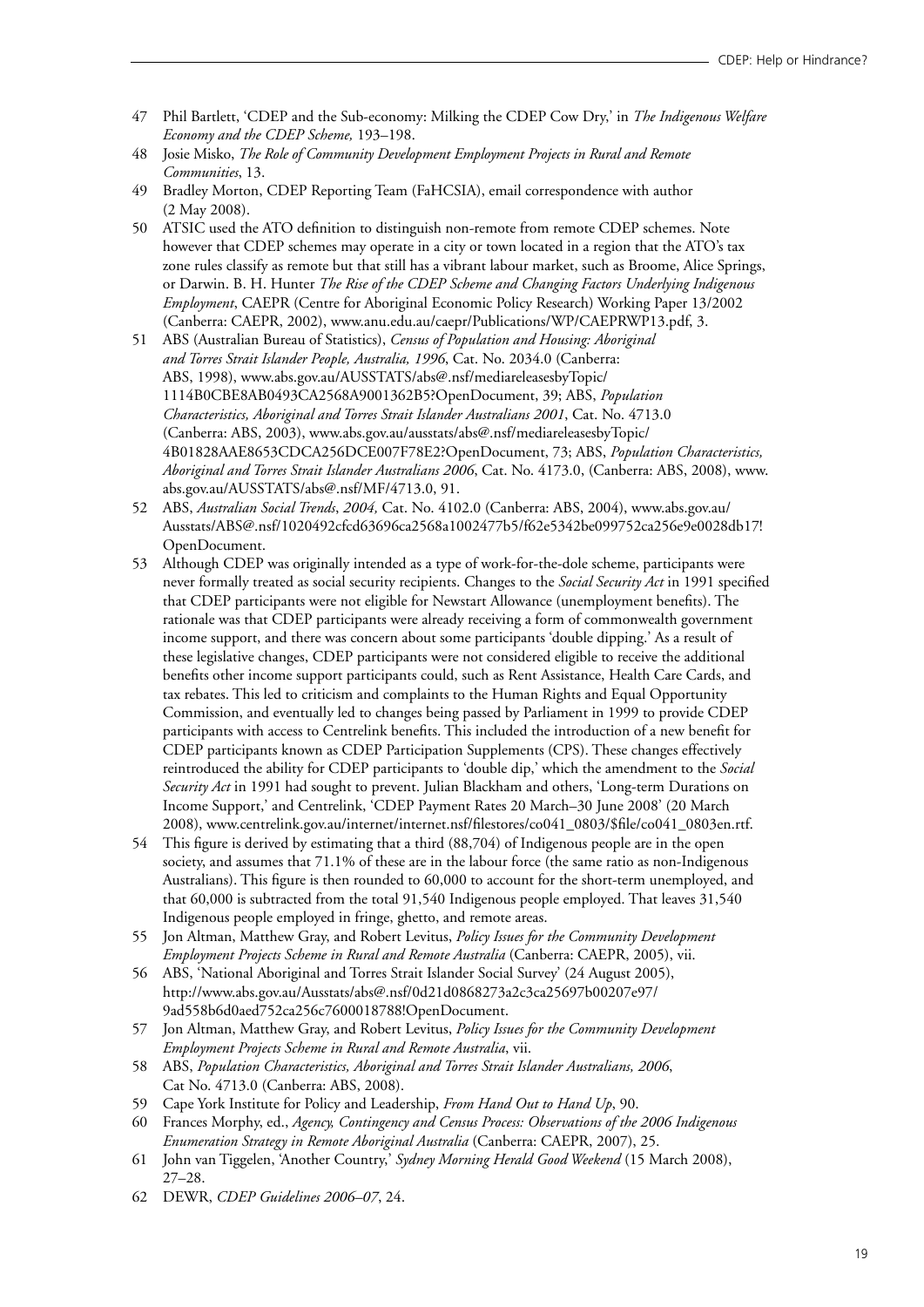47 Phil Bartlett, 'CDEP and the Sub-economy: Milking the CDEP Cow Dry,' in *The Indigenous Welfare Economy and the CDEP Scheme,* 193–198.

48 Josie Misko, *The Role of Community Development Employment Projects in Rural and Remote Communities*, 13.

49 Bradley Morton, CDEP Reporting Team (FaHCSIA), email correspondence with author (2 May 2008).

50 ATSIC used the ATO definition to distinguish non-remote from remote CDEP schemes. Note however that CDEP schemes may operate in a city or town located in a region that the ATO's tax zone rules classify as remote but that still has a vibrant labour market, such as Broome, Alice Springs, or Darwin. B. H. Hunter *The Rise of the CDEP Scheme and Changing Factors Underlying Indigenous Employment*, CAEPR (Centre for Aboriginal Economic Policy Research) Working Paper 13/2002 (Canberra: CAEPR, 2002), www.anu.edu.au/caepr/Publications/WP/CAEPRWP13.pdf, 3.

51 ABS (Australian Bureau of Statistics), *Census of Population and Housing: Aboriginal and Torres Strait Islander People, Australia, 1996*, Cat. No. 2034.0 (Canberra: ABS, 1998), www.abs.gov.au/AUSSTATS/abs@.nsf/mediareleasesbyTopic/1114B0CBE8AB0493CA2568A9001362B5?OpenDocument, 39; ABS, *Population Characteristics, Aboriginal and Torres Strait Islander Australians 2001*, Cat. No. 4713.0 (Canberra: ABS, 2003), www.abs.gov.au/ausstats/abs@.nsf/mediareleasesbyTopic/4B01828AAE8653CDCA256DCE007F78E2?OpenDocument, 73; ABS, *Population Characteristics, Aboriginal and Torres Strait Islander Australians 2006*, Cat. No. 4173.0, (Canberra: ABS, 2008), www.abs.gov.au/AUSSTATS/abs@.nsf/MF/4713.0, 91.

52 ABS, *Australian Social Trends*, *2004,* Cat. No. 4102.0 (Canberra: ABS, 2004), www.abs.gov.au/Ausstats/ABS@.nsf/1020492cfcd63696ca2568a1002477b5/f62e5342be099752ca256e9e0028db17!OpenDocument.

53 Although CDEP was originally intended as a type of work-for-the-dole scheme, participants were never formally treated as social security recipients. Changes to the *Social Security Act* in 1991 specified that CDEP participants were not eligible for Newstart Allowance (unemployment benefits). The rationale was that CDEP participants were already receiving a form of commonwealth government income support, and there was concern about some participants 'double dipping.' As a result of these legislative changes, CDEP participants were not considered eligible to receive the additional benefits other income support participants could, such as Rent Assistance, Health Care Cards, and tax rebates. This led to criticism and complaints to the Human Rights and Equal Opportunity Commission, and eventually led to changes being passed by Parliament in 1999 to provide CDEP participants with access to Centrelink benefits. This included the introduction of a new benefit for CDEP participants known as CDEP Participation Supplements (CPS). These changes effectively reintroduced the ability for CDEP participants to 'double dip,' which the amendment to the *Social Security Act* in 1991 had sought to prevent. Julian Blackham and others, 'Long-term Durations on Income Support,' and Centrelink, 'CDEP Payment Rates 20 March–30 June 2008' (20 March 2008), www.centrelink.gov.au/internet/internet.nsf/filestores/co041_0803/$file/co041_0803en.rtf.

54 This figure is derived by estimating that a third (88,704) of Indigenous people are in the open society, and assumes that 71.1% of these are in the labour force (the same ratio as non-Indigenous Australians). This figure is then rounded to 60,000 to account for the short-term unemployed, and that 60,000 is subtracted from the total 91,540 Indigenous people employed. That leaves 31,540 Indigenous people employed in fringe, ghetto, and remote areas.

55 Jon Altman, Matthew Gray, and Robert Levitus, *Policy Issues for the Community Development Employment Projects Scheme in Rural and Remote Australia* (Canberra: CAEPR, 2005), vii.

56 ABS, 'National Aboriginal and Torres Strait Islander Social Survey' (24 August 2005), http://www.abs.gov.au/Ausstats/abs@.nsf/0d21d0868273a2c3ca25697b00207e97/9ad558b6d0aed752ca256c7600018788!OpenDocument.

57 Jon Altman, Matthew Gray, and Robert Levitus, *Policy Issues for the Community Development Employment Projects Scheme in Rural and Remote Australia*, vii.

58 ABS, *Population Characteristics, Aboriginal and Torres Strait Islander Australians, 2006*, Cat No. 4713.0 (Canberra: ABS, 2008).

59 Cape York Institute for Policy and Leadership, *From Hand Out to Hand Up*, 90.

60 Frances Morphy, ed., *Agency, Contingency and Census Process: Observations of the 2006 Indigenous Enumeration Strategy in Remote Aboriginal Australia* (Canberra: CAEPR, 2007), 25.

61 John van Tiggelen, 'Another Country,' *Sydney Morning Herald Good Weekend* (15 March 2008), 27–28.

62 DEWR, *CDEP Guidelines 2006–07*, 24.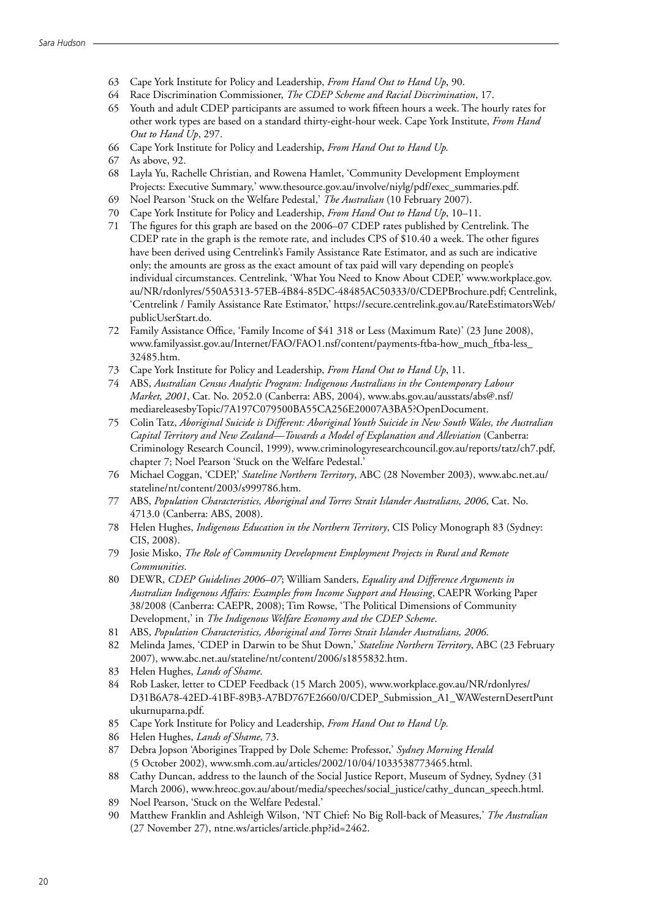63 Cape York Institute for Policy and Leadership, *From Hand Out to Hand Up*, 90.

64 Race Discrimination Commissioner, *The CDEP Scheme and Racial Discrimination*, 17.

65 Youth and adult CDEP participants are assumed to work fifteen hours a week. The hourly rates for other work types are based on a standard thirty-eight-hour week. Cape York Institute, *From Hand Out to Hand Up*, 297.

66 Cape York Institute for Policy and Leadership, *From Hand Out to Hand Up.*

67 As above, 92.

68 Layla Yu, Rachelle Christian, and Rowena Hamlet, 'Community Development Employment Projects: Executive Summary,' www.thesource.gov.au/involve/niylg/pdf/exec_summaries.pdf.

69 Noel Pearson 'Stuck on the Welfare Pedestal,' *The Australian* (10 February 2007).

70 Cape York Institute for Policy and Leadership, *From Hand Out to Hand Up*, 10–11.

71 The figures for this graph are based on the 2006–07 CDEP rates published by Centrelink. The CDEP rate in the graph is the remote rate, and includes CPS of $10.40 a week. The other figures have been derived using Centrelink's Family Assistance Rate Estimator, and as such are indicative only; the amounts are gross as the exact amount of tax paid will vary depending on people's individual circumstances. Centrelink, 'What You Need to Know About CDEP,' www.workplace.gov.au/NR/rdonlyres/550A5313-57EB-4B84-85DC-48485AC50333/0/CDEPBrochure.pdf; Centrelink, 'Centrelink / Family Assistance Rate Estimator,' https://secure.centrelink.gov.au/RateEstimatorsWeb/publicUserStart.do.

72 Family Assistance Office, 'Family Income of $41 318 or Less (Maximum Rate)' (23 June 2008), www.familyassist.gov.au/Internet/FAO/FAO1.nsf/content/payments-ftba-how_much_ftba-less_32485.htm.

73 Cape York Institute for Policy and Leadership, *From Hand Out to Hand Up*, 11.

74 ABS, *Australian Census Analytic Program: Indigenous Australians in the Contemporary Labour Market, 2001*, Cat. No. 2052.0 (Canberra: ABS, 2004), www.abs.gov.au/ausstats/abs@.nsf/mediareleasesbyTopic/7A197C079500BA55CA256E20007A3BA5?OpenDocument.

75 Colin Tatz, *Aboriginal Suicide is Different: Aboriginal Youth Suicide in New South Wales, the Australian Capital Territory and New Zealand—Towards a Model of Explanation and Alleviation* (Canberra: Criminology Research Council, 1999), www.criminologyresearchcouncil.gov.au/reports/tatz/ch7.pdf, chapter 7; Noel Pearson 'Stuck on the Welfare Pedestal.'

76 Michael Coggan, 'CDEP,' *Stateline Northern Territory*, ABC (28 November 2003), www.abc.net.au/stateline/nt/content/2003/s999786.htm.

77 ABS, *Population Characteristics, Aboriginal and Torres Strait Islander Australians, 2006*, Cat. No. 4713.0 (Canberra: ABS, 2008).

78 Helen Hughes, *Indigenous Education in the Northern Territory*, CIS Policy Monograph 83 (Sydney: CIS, 2008).

79 Josie Misko, *The Role of Community Development Employment Projects in Rural and Remote Communities*.

80 DEWR, *CDEP Guidelines 2006–07*; William Sanders, *Equality and Difference Arguments in Australian Indigenous Affairs: Examples from Income Support and Housing*, CAEPR Working Paper 38/2008 (Canberra: CAEPR, 2008); Tim Rowse, 'The Political Dimensions of Community Development,' in *The Indigenous Welfare Economy and the CDEP Scheme*.

81 ABS, *Population Characteristics, Aboriginal and Torres Strait Islander Australians, 2006*.

82 Melinda James, 'CDEP in Darwin to be Shut Down,' *Stateline Northern Territory*, ABC (23 February 2007), www.abc.net.au/stateline/nt/content/2006/s1855832.htm.

83 Helen Hughes, *Lands of Shame*.

84 Rob Lasker, letter to CDEP Feedback (15 March 2005), www.workplace.gov.au/NR/rdonlyres/D31B6A78-42ED-41BF-89B3-A7BD767E2660/0/CDEP_Submission_A1_WAWesternDesertPuntukurnuparna.pdf.

85 Cape York Institute for Policy and Leadership, *From Hand Out to Hand Up.*

86 Helen Hughes, *Lands of Shame*, 73.

87 Debra Jopson 'Aborigines Trapped by Dole Scheme: Professor,' *Sydney Morning Herald* (5 October 2002), www.smh.com.au/articles/2002/10/04/1033538773465.html.

88 Cathy Duncan, address to the launch of the Social Justice Report, Museum of Sydney, Sydney (31 March 2006), www.hreoc.gov.au/about/media/speeches/social_justice/cathy_duncan_speech.html.

89 Noel Pearson, 'Stuck on the Welfare Pedestal.'

90 Matthew Franklin and Ashleigh Wilson, 'NT Chief: No Big Roll-back of Measures,' *The Australian* (27 November 27), ntne.ws/articles/article.php?id=2462.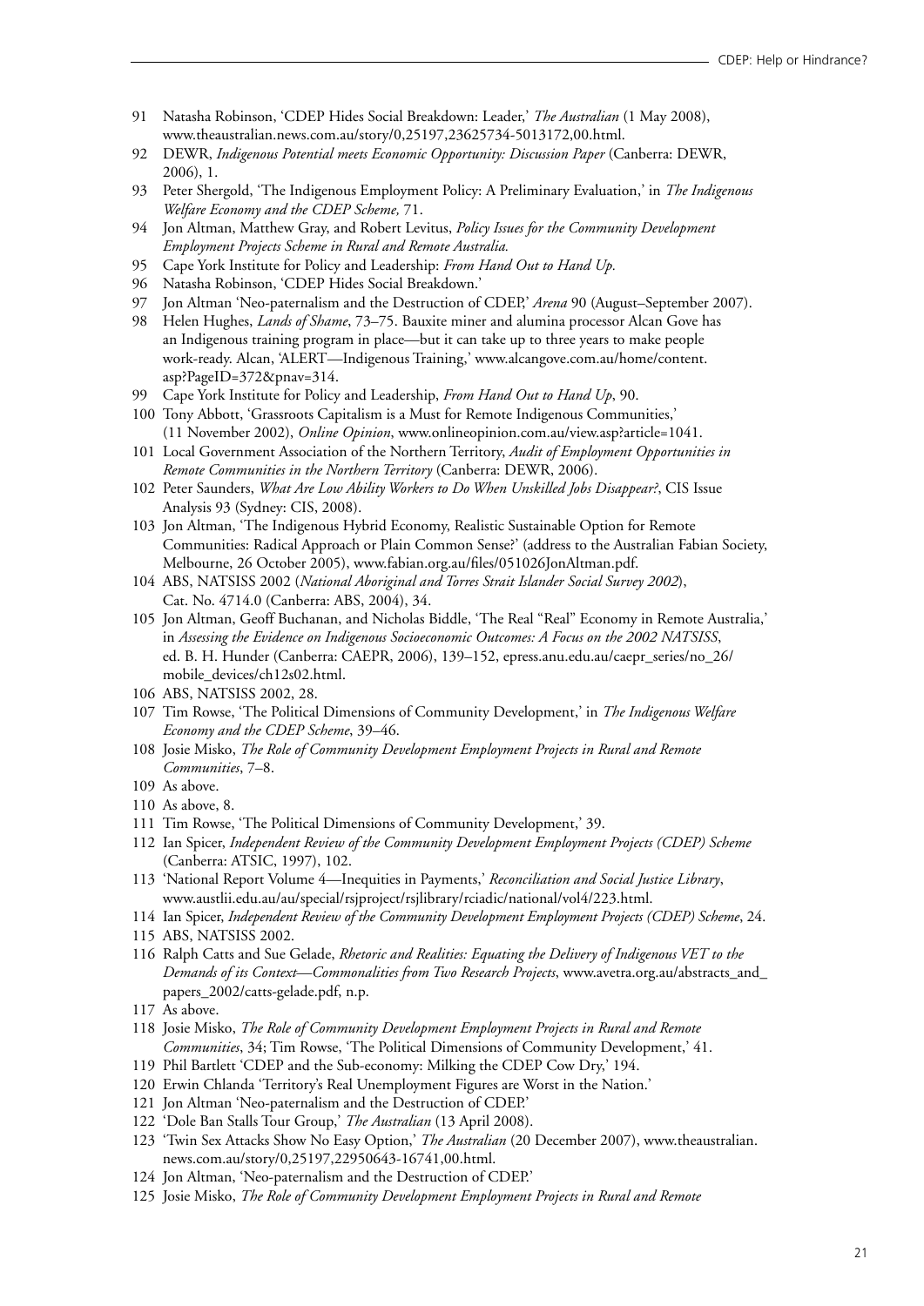91 Natasha Robinson, 'CDEP Hides Social Breakdown: Leader,' *The Australian* (1 May 2008), www.theaustralian.news.com.au/story/0,25197,23625734-5013172,00.html.

92 DEWR, *Indigenous Potential meets Economic Opportunity: Discussion Paper* (Canberra: DEWR, 2006), 1.

93 Peter Shergold, 'The Indigenous Employment Policy: A Preliminary Evaluation,' in *The Indigenous Welfare Economy and the CDEP Scheme,* 71.

94 Jon Altman, Matthew Gray, and Robert Levitus, *Policy Issues for the Community Development Employment Projects Scheme in Rural and Remote Australia.*

95 Cape York Institute for Policy and Leadership: *From Hand Out to Hand Up.*

96 Natasha Robinson, 'CDEP Hides Social Breakdown.'

97 Jon Altman 'Neo-paternalism and the Destruction of CDEP,' *Arena* 90 (August–September 2007).

98 Helen Hughes, *Lands of Shame*, 73–75. Bauxite miner and alumina processor Alcan Gove has an Indigenous training program in place—but it can take up to three years to make people work-ready. Alcan, 'ALERT—Indigenous Training,' www.alcangove.com.au/home/content.asp?PageID=372&pnav=314.

99 Cape York Institute for Policy and Leadership, *From Hand Out to Hand Up*, 90.

100 Tony Abbott, 'Grassroots Capitalism is a Must for Remote Indigenous Communities,' (11 November 2002), *Online Opinion*, www.onlineopinion.com.au/view.asp?article=1041.

101 Local Government Association of the Northern Territory, *Audit of Employment Opportunities in Remote Communities in the Northern Territory* (Canberra: DEWR, 2006).

102 Peter Saunders, *What Are Low Ability Workers to Do When Unskilled Jobs Disappear?*, CIS Issue Analysis 93 (Sydney: CIS, 2008).

103 Jon Altman, 'The Indigenous Hybrid Economy, Realistic Sustainable Option for Remote Communities: Radical Approach or Plain Common Sense?' (address to the Australian Fabian Society, Melbourne, 26 October 2005), www.fabian.org.au/files/051026JonAltman.pdf.

104 ABS, NATSISS 2002 (*National Aboriginal and Torres Strait Islander Social Survey 2002*), Cat. No. 4714.0 (Canberra: ABS, 2004), 34.

105 Jon Altman, Geoff Buchanan, and Nicholas Biddle, 'The Real "Real" Economy in Remote Australia,' in *Assessing the Evidence on Indigenous Socioeconomic Outcomes: A Focus on the 2002 NATSISS*, ed. B. H. Hunder (Canberra: CAEPR, 2006), 139–152, epress.anu.edu.au/caepr_series/no_26/mobile_devices/ch12s02.html.

106 ABS, NATSISS 2002, 28.

107 Tim Rowse, 'The Political Dimensions of Community Development,' in *The Indigenous Welfare Economy and the CDEP Scheme*, 39–46.

108 Josie Misko, *The Role of Community Development Employment Projects in Rural and Remote Communities*, 7–8.

109 As above.

110 As above, 8.

111 Tim Rowse, 'The Political Dimensions of Community Development,' 39.

112 Ian Spicer, *Independent Review of the Community Development Employment Projects (CDEP) Scheme* (Canberra: ATSIC, 1997), 102.

113 'National Report Volume 4—Inequities in Payments,' *Reconciliation and Social Justice Library*, www.austlii.edu.au/au/special/rsjproject/rsjlibrary/rciadic/national/vol4/223.html.

114 Ian Spicer, *Independent Review of the Community Development Employment Projects (CDEP) Scheme*, 24.

115 ABS, NATSISS 2002.

116 Ralph Catts and Sue Gelade, *Rhetoric and Realities: Equating the Delivery of Indigenous VET to the Demands of its Context—Commonalities from Two Research Projects*, www.avetra.org.au/abstracts_and_papers_2002/catts-gelade.pdf, n.p.

117 As above.

118 Josie Misko, *The Role of Community Development Employment Projects in Rural and Remote Communities*, 34; Tim Rowse, 'The Political Dimensions of Community Development,' 41.

119 Phil Bartlett 'CDEP and the Sub-economy: Milking the CDEP Cow Dry,' 194.

120 Erwin Chlanda 'Territory's Real Unemployment Figures are Worst in the Nation.'

121 Jon Altman 'Neo-paternalism and the Destruction of CDEP.'

122 'Dole Ban Stalls Tour Group,' *The Australian* (13 April 2008).

123 'Twin Sex Attacks Show No Easy Option,' *The Australian* (20 December 2007), www.theaustralian.news.com.au/story/0,25197,22950643-16741,00.html.

124 Jon Altman, 'Neo-paternalism and the Destruction of CDEP.'

125 Josie Misko, *The Role of Community Development Employment Projects in Rural and Remote*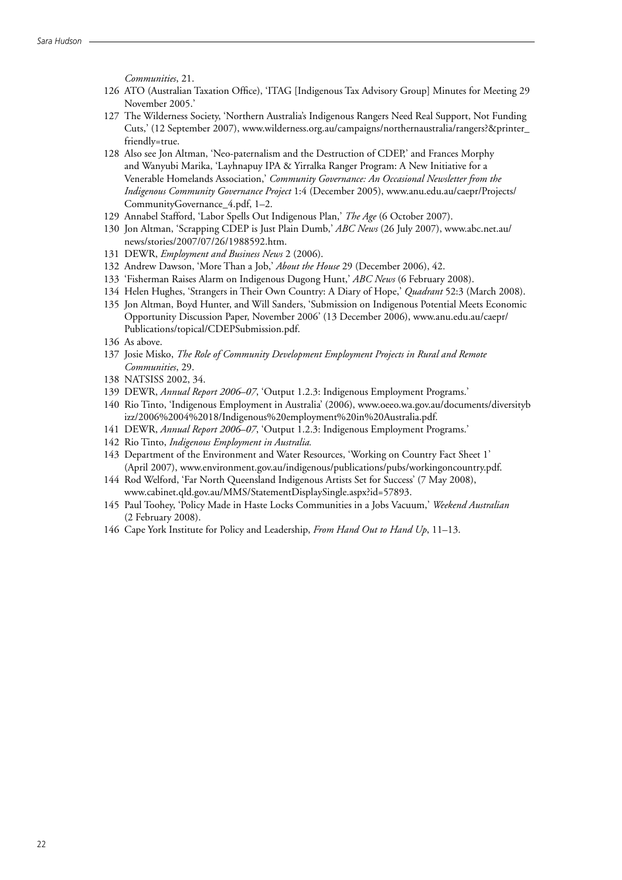*Communities*, 21.

126 ATO (Australian Taxation Office), 'ITAG [Indigenous Tax Advisory Group] Minutes for Meeting 29 November 2005.'

127 The Wilderness Society, 'Northern Australia's Indigenous Rangers Need Real Support, Not Funding Cuts,' (12 September 2007), www.wilderness.org.au/campaigns/northernaustralia/rangers?&printer_friendly=true.

128 Also see Jon Altman, 'Neo-paternalism and the Destruction of CDEP,' and Frances Morphy and Wanyubi Marika, 'Layhnapuy IPA & Yirralka Ranger Program: A New Initiative for a Venerable Homelands Association,' *Community Governance: An Occasional Newsletter from the Indigenous Community Governance Project* 1:4 (December 2005), www.anu.edu.au/caepr/Projects/CommunityGovernance_4.pdf, 1–2.

129 Annabel Stafford, 'Labor Spells Out Indigenous Plan,' *The Age* (6 October 2007).

130 Jon Altman, 'Scrapping CDEP is Just Plain Dumb,' *ABC News* (26 July 2007), www.abc.net.au/news/stories/2007/07/26/1988592.htm.

131 DEWR, *Employment and Business News* 2 (2006).

132 Andrew Dawson, 'More Than a Job,' *About the House* 29 (December 2006), 42.

133 'Fisherman Raises Alarm on Indigenous Dugong Hunt,' *ABC News* (6 February 2008).

134 Helen Hughes, 'Strangers in Their Own Country: A Diary of Hope,' *Quadrant* 52:3 (March 2008).

135 Jon Altman, Boyd Hunter, and Will Sanders, 'Submission on Indigenous Potential Meets Economic Opportunity Discussion Paper, November 2006' (13 December 2006), www.anu.edu.au/caepr/Publications/topical/CDEPSubmission.pdf.

136 As above.

137 Josie Misko, *The Role of Community Development Employment Projects in Rural and Remote Communities*, 29.

138 NATSISS 2002, 34.

139 DEWR, *Annual Report 2006–07*, 'Output 1.2.3: Indigenous Employment Programs.'

140 Rio Tinto, 'Indigenous Employment in Australia' (2006), www.oeeo.wa.gov.au/documents/diversitybizz/2006%2004%2018/Indigenous%20employment%20in%20Australia.pdf.

141 DEWR, *Annual Report 2006–07*, 'Output 1.2.3: Indigenous Employment Programs.'

142 Rio Tinto, *Indigenous Employment in Australia.*

143 Department of the Environment and Water Resources, 'Working on Country Fact Sheet 1' (April 2007), www.environment.gov.au/indigenous/publications/pubs/workingoncountry.pdf.

144 Rod Welford, 'Far North Queensland Indigenous Artists Set for Success' (7 May 2008), www.cabinet.qld.gov.au/MMS/StatementDisplaySingle.aspx?id=57893.

145 Paul Toohey, 'Policy Made in Haste Locks Communities in a Jobs Vacuum,' *Weekend Australian* (2 February 2008).

146 Cape York Institute for Policy and Leadership, *From Hand Out to Hand Up*, 11–13.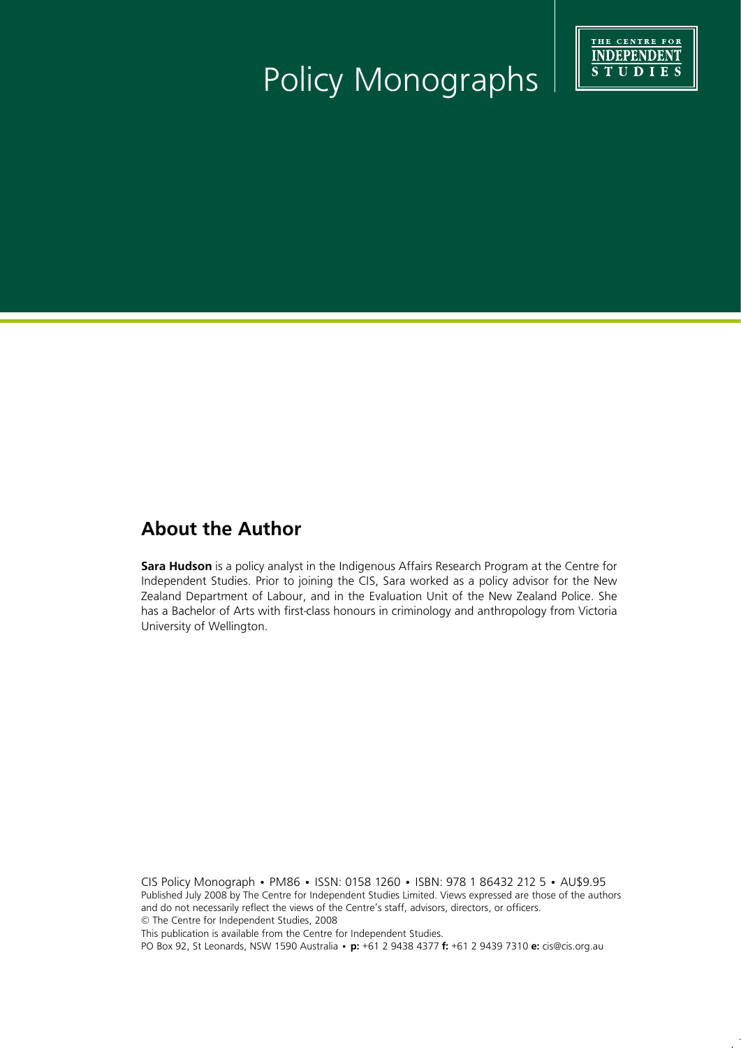Policy Monographs

THE CENTRE FOR INDEPENDENT STUDIES

## About the Author

**Sara Hudson** is a policy analyst in the Indigenous Affairs Research Program at the Centre for Independent Studies. Prior to joining the CIS, Sara worked as a policy advisor for the New Zealand Department of Labour, and in the Evaluation Unit of the New Zealand Police. She has a Bachelor of Arts with first-class honours in criminology and anthropology from Victoria University of Wellington.

CIS Policy Monograph • PM86 • ISSN: 0158 1260 • ISBN: 978 1 86432 212 5 • AU$9.95
Published July 2008 by The Centre for Independent Studies Limited. Views expressed are those of the authors and do not necessarily reflect the views of the Centre's staff, advisors, directors, or officers.
© The Centre for Independent Studies, 2008
This publication is available from the Centre for Independent Studies.
PO Box 92, St Leonards, NSW 1590 Australia • **p:** +61 2 9438 4377 **f:** +61 2 9439 7310 **e:** cis@cis.org.au